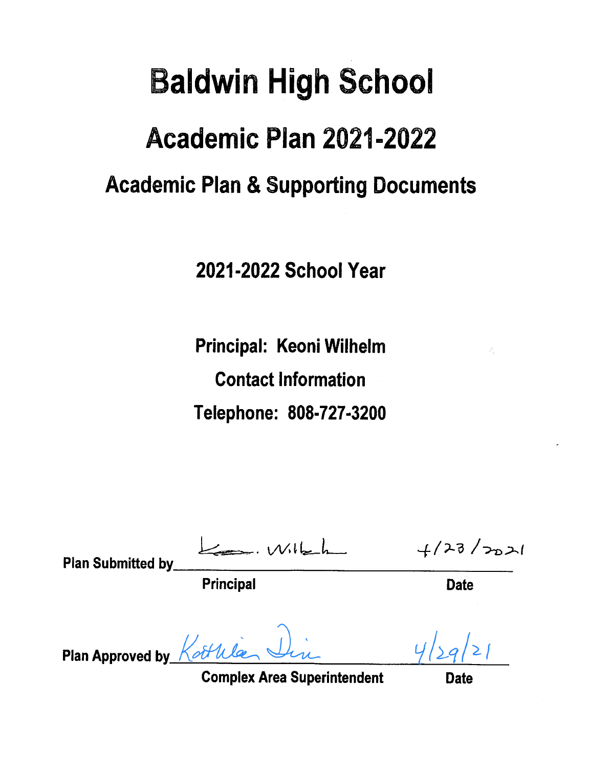# Baldwin High School

## Academic Plan 2021-2022

### Academic Plan & Supporting Documents

**2021-2022 School Year**

**Principal: Keoni Wilhelm**

**Contact Information**

**Telephone: 808-727-3200**

**Plan Submitted by** K. Wilhelm 4/23/2021

**Principal** **Date**

**Plan Approved by** Kathleen Dir 4/29/21

**Complex Area Superintendent** **Date**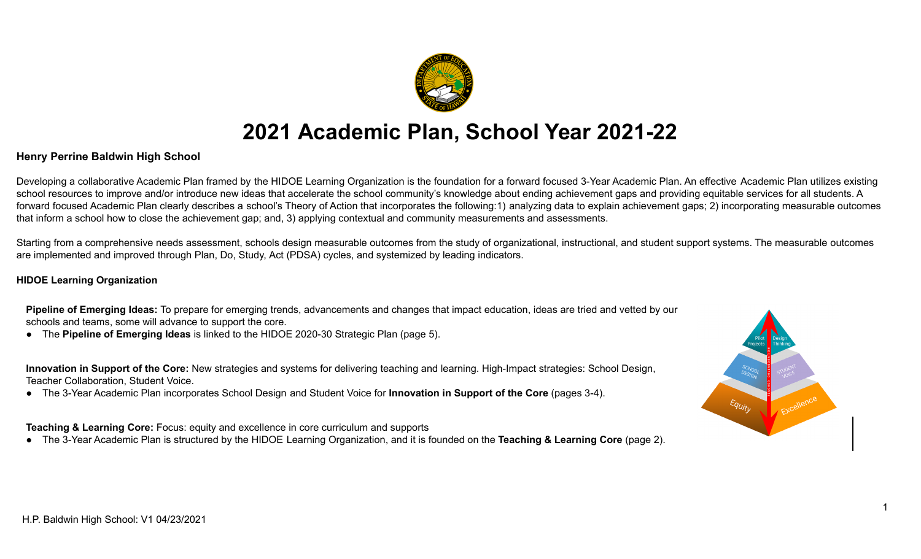# 2021 Academic Plan, School Year 2021-22

**Henry Perrine Baldwin High School**

Developing a collaborative Academic Plan framed by the HIDOE Learning Organization is the foundation for a forward focused 3-Year Academic Plan. An effective Academic Plan utilizes existing school resources to improve and/or introduce new ideas that accelerate the school community's knowledge about ending achievement gaps and providing equitable services for all students. A forward focused Academic Plan clearly describes a school's Theory of Action that incorporates the following:1) analyzing data to explain achievement gaps; 2) incorporating measurable outcomes that inform a school how to close the achievement gap; and, 3) applying contextual and community measurements and assessments.

Starting from a comprehensive needs assessment, schools design measurable outcomes from the study of organizational, instructional, and student support systems. The measurable outcomes are implemented and improved through Plan, Do, Study, Act (PDSA) cycles, and systemized by leading indicators.

**HIDOE Learning Organization**

**Pipeline of Emerging Ideas:** To prepare for emerging trends, advancements and changes that impact education, ideas are tried and vetted by our schools and teams, some will advance to support the core.

- The **Pipeline of Emerging Ideas** is linked to the HIDOE 2020-30 Strategic Plan (page 5).

**Innovation in Support of the Core:** New strategies and systems for delivering teaching and learning. High-Impact strategies: School Design, Teacher Collaboration, Student Voice.

- The 3-Year Academic Plan incorporates School Design and Student Voice for **Innovation in Support of the Core** (pages 3-4).

**Teaching & Learning Core:** Focus: equity and excellence in core curriculum and supports

- The 3-Year Academic Plan is structured by the HIDOE Learning Organization, and it is founded on the **Teaching & Learning Core** (page 2).

H.P. Baldwin High School: V1 04/23/2021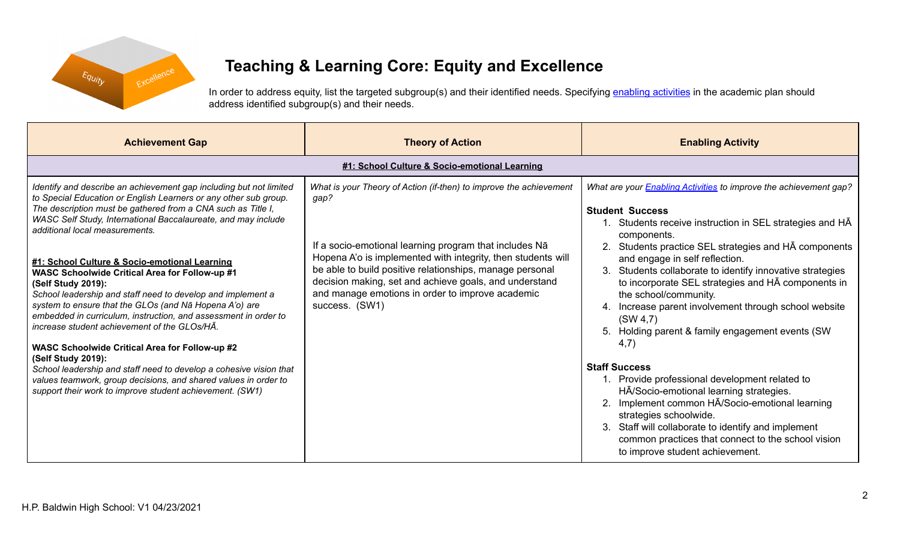# Teaching & Learning Core: Equity and Excellence

In order to address equity, list the targeted subgroup(s) and their identified needs. Specifying [enabling activities](#) in the academic plan should address identified subgroup(s) and their needs.

| Achievement Gap | Theory of Action | Enabling Activity |
|---|---|---|
| **#1: School Culture & Socio-emotional Learning** | | |
| *Identify and describe an achievement gap including but not limited to Special Education or English Learners or any other sub group. The description must be gathered from a CNA such as Title I, WASC Self Study, International Baccalaureate, and may include additional local measurements.*<br><br>**#1: School Culture & Socio-emotional Learning**<br>**WASC Schoolwide Critical Area for Follow-up #1 (Self Study 2019):**<br>*School leadership and staff need to develop and implement a system to ensure that the GLOs (and Nā Hopena A'o) are embedded in curriculum, instruction, and assessment in order to increase student achievement of the GLOs/HĀ.*<br><br>**WASC Schoolwide Critical Area for Follow-up #2 (Self Study 2019):**<br>*School leadership and staff need to develop a cohesive vision that values teamwork, group decisions, and shared values in order to support their work to improve student achievement. (SW1)* | *What is your Theory of Action (if-then) to improve the achievement gap?*<br><br>If a socio-emotional learning program that includes Nā Hopena A'o is implemented with integrity, then students will be able to build positive relationships, manage personal decision making, set and achieve goals, and understand and manage emotions in order to improve academic success. (SW1) | *What are your [Enabling Activities](#) to improve the achievement gap?*<br><br>**Student Success**<br>1. Students receive instruction in SEL strategies and HĀ components.<br>2. Students practice SEL strategies and HĀ components and engage in self reflection.<br>3. Students collaborate to identify innovative strategies to incorporate SEL strategies and HĀ components in the school/community.<br>4. Increase parent involvement through school website (SW 4,7)<br>5. Holding parent & family engagement events (SW 4,7)<br><br>**Staff Success**<br>1. Provide professional development related to HĀ/Socio-emotional learning strategies.<br>2. Implement common HĀ/Socio-emotional learning strategies schoolwide.<br>3. Staff will collaborate to identify and implement common practices that connect to the school vision to improve student achievement. |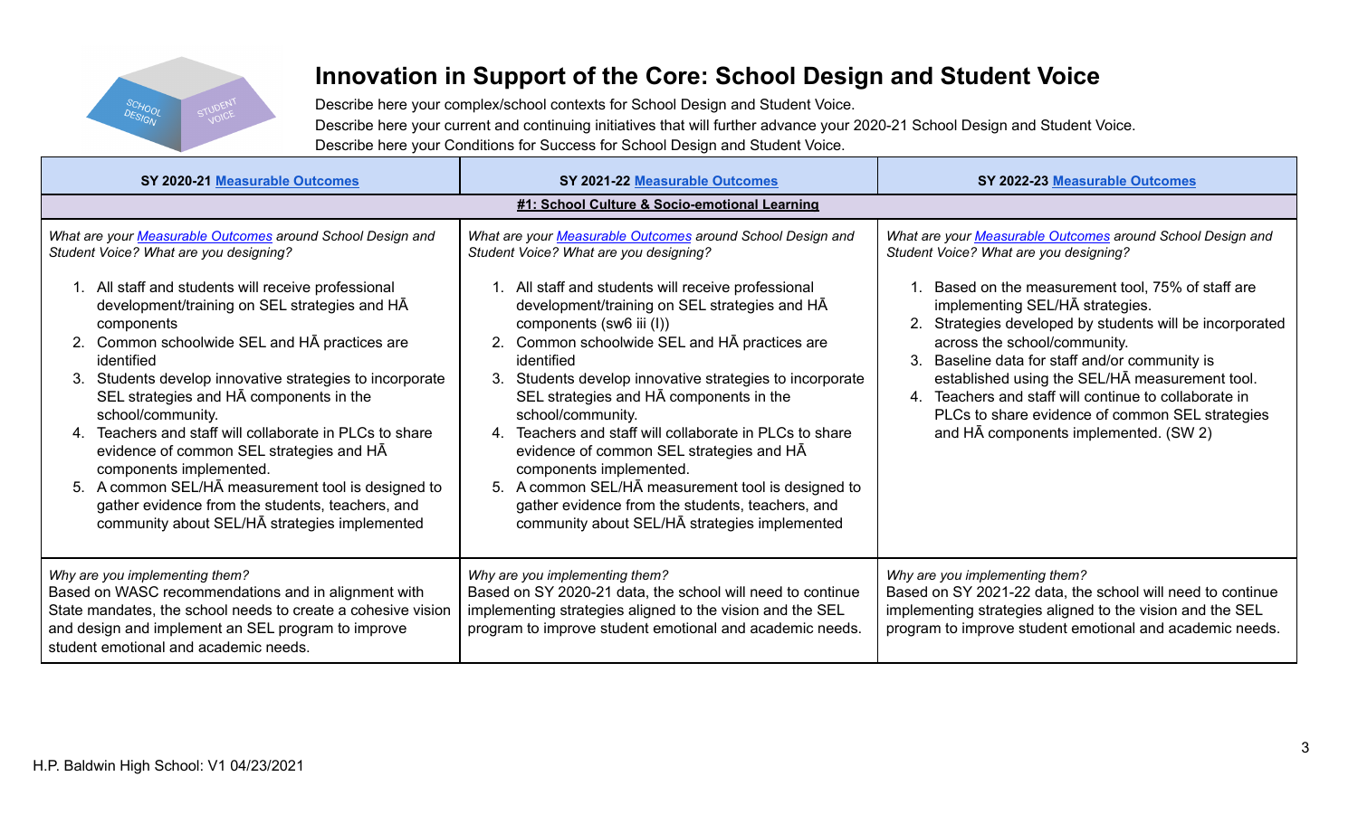# Innovation in Support of the Core: School Design and Student Voice

Describe here your complex/school contexts for School Design and Student Voice.
Describe here your current and continuing initiatives that will further advance your 2020-21 School Design and Student Voice.
Describe here your Conditions for Success for School Design and Student Voice.

| SY 2020-21 Measurable Outcomes | SY 2021-22 Measurable Outcomes | SY 2022-23 Measurable Outcomes |
|---|---|---|
| **#1: School Culture & Socio-emotional Learning** | | |
| *What are your Measurable Outcomes around School Design and Student Voice? What are you designing?*<br><br>1. All staff and students will receive professional development/training on SEL strategies and HĀ components<br>2. Common schoolwide SEL and HĀ practices are identified<br>3. Students develop innovative strategies to incorporate SEL strategies and HĀ components in the school/community.<br>4. Teachers and staff will collaborate in PLCs to share evidence of common SEL strategies and HĀ components implemented.<br>5. A common SEL/HĀ measurement tool is designed to gather evidence from the students, teachers, and community about SEL/HĀ strategies implemented | *What are your Measurable Outcomes around School Design and Student Voice? What are you designing?*<br><br>1. All staff and students will receive professional development/training on SEL strategies and HĀ components (sw6 iii (I))<br>2. Common schoolwide SEL and HĀ practices are identified<br>3. Students develop innovative strategies to incorporate SEL strategies and HĀ components in the school/community.<br>4. Teachers and staff will collaborate in PLCs to share evidence of common SEL strategies and HĀ components implemented.<br>5. A common SEL/HĀ measurement tool is designed to gather evidence from the students, teachers, and community about SEL/HĀ strategies implemented | *What are your Measurable Outcomes around School Design and Student Voice? What are you designing?*<br><br>1. Based on the measurement tool, 75% of staff are implementing SEL/HĀ strategies.<br>2. Strategies developed by students will be incorporated across the school/community.<br>3. Baseline data for staff and/or community is established using the SEL/HĀ measurement tool.<br>4. Teachers and staff will continue to collaborate in PLCs to share evidence of common SEL strategies and HĀ components implemented. (SW 2) |
| *Why are you implementing them?*<br>Based on WASC recommendations and in alignment with State mandates, the school needs to create a cohesive vision and design and implement an SEL program to improve student emotional and academic needs. | *Why are you implementing them?*<br>Based on SY 2020-21 data, the school will need to continue implementing strategies aligned to the vision and the SEL program to improve student emotional and academic needs. | *Why are you implementing them?*<br>Based on SY 2021-22 data, the school will need to continue implementing strategies aligned to the vision and the SEL program to improve student emotional and academic needs. |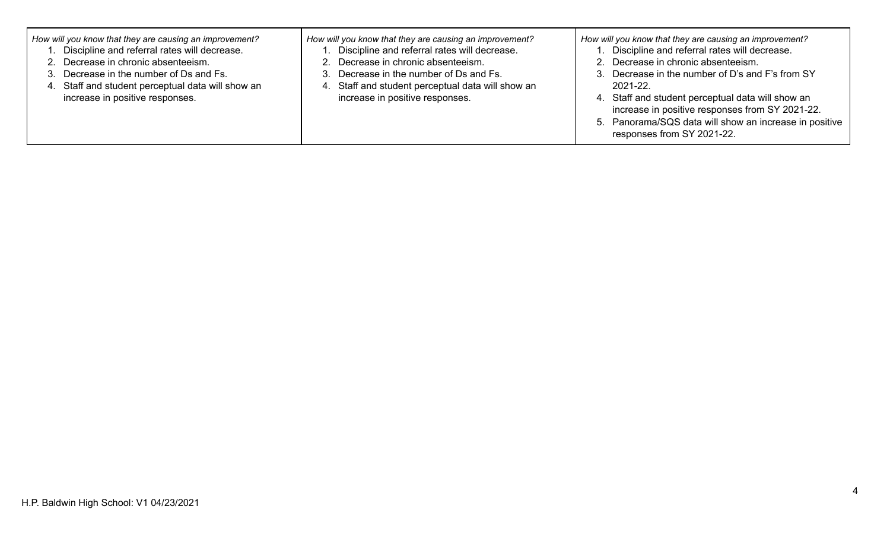| *How will you know that they are causing an improvement?*<br>1. Discipline and referral rates will decrease.<br>2. Decrease in chronic absenteeism.<br>3. Decrease in the number of Ds and Fs.<br>4. Staff and student perceptual data will show an increase in positive responses. | *How will you know that they are causing an improvement?*<br>1. Discipline and referral rates will decrease.<br>2. Decrease in chronic absenteeism.<br>3. Decrease in the number of Ds and Fs.<br>4. Staff and student perceptual data will show an increase in positive responses. | *How will you know that they are causing an improvement?*<br>1. Discipline and referral rates will decrease.<br>2. Decrease in chronic absenteeism.<br>3. Decrease in the number of D's and F's from SY 2021-22.<br>4. Staff and student perceptual data will show an increase in positive responses from SY 2021-22.<br>5. Panorama/SQS data will show an increase in positive responses from SY 2021-22. |
|---|---|---|

H.P. Baldwin High School: V1 04/23/2021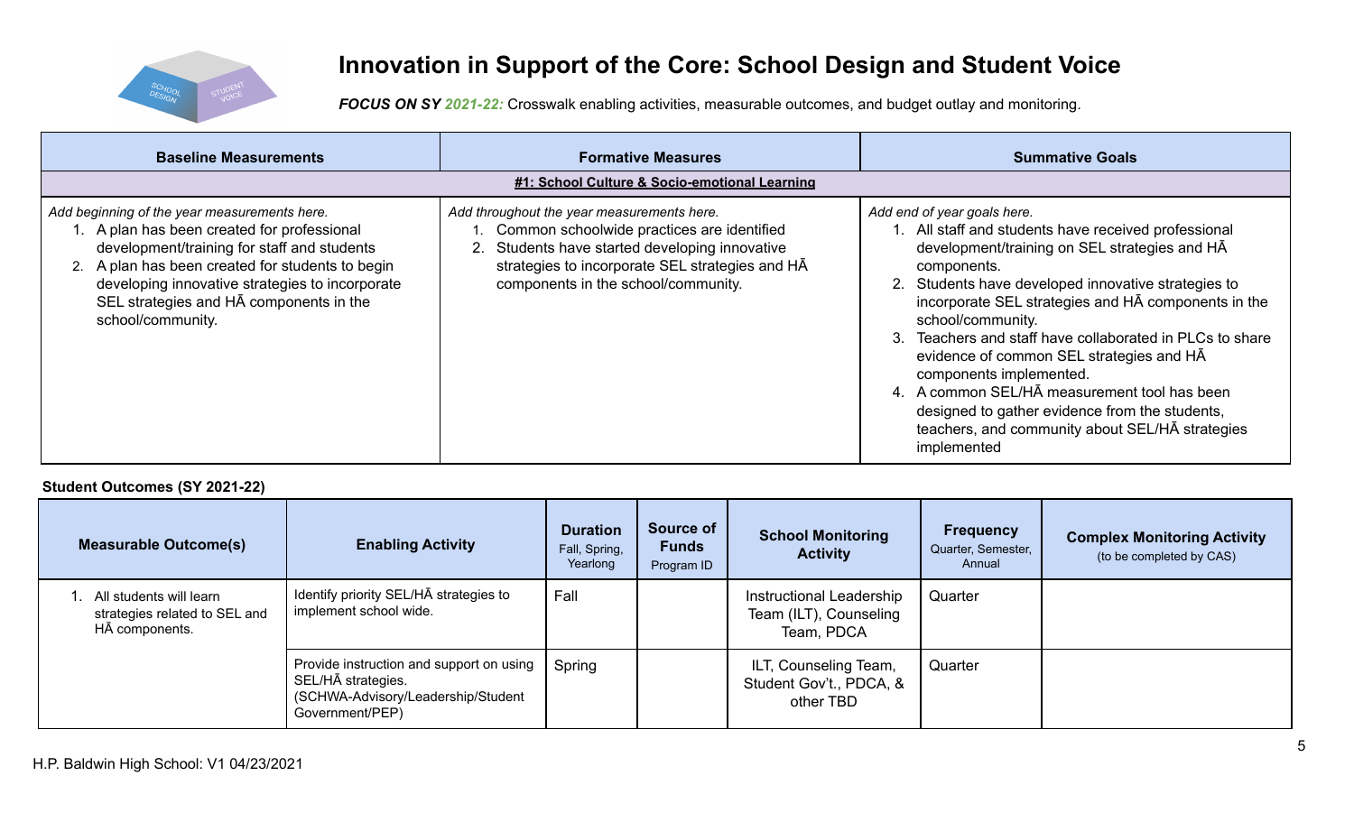# Innovation in Support of the Core: School Design and Student Voice

***FOCUS ON SY 2021-22:*** Crosswalk enabling activities, measurable outcomes, and budget outlay and monitoring.

| Baseline Measurements | Formative Measures | Summative Goals |
|---|---|---|
| **#1: School Culture & Socio-emotional Learning** | | |
| *Add beginning of the year measurements here.*<br>1. A plan has been created for professional development/training for staff and students<br>2. A plan has been created for students to begin developing innovative strategies to incorporate SEL strategies and HĀ components in the school/community. | *Add throughout the year measurements here.*<br>1. Common schoolwide practices are identified<br>2. Students have started developing innovative strategies to incorporate SEL strategies and HĀ components in the school/community. | *Add end of year goals here.*<br>1. All staff and students have received professional development/training on SEL strategies and HĀ components.<br>2. Students have developed innovative strategies to incorporate SEL strategies and HĀ components in the school/community.<br>3. Teachers and staff have collaborated in PLCs to share evidence of common SEL strategies and HĀ components implemented.<br>4. A common SEL/HĀ measurement tool has been designed to gather evidence from the students, teachers, and community about SEL/HĀ strategies implemented |

**Student Outcomes (SY 2021-22)**

| Measurable Outcome(s) | Enabling Activity | Duration<br>Fall, Spring, Yearlong | Source of Funds<br>Program ID | School Monitoring Activity | Frequency<br>Quarter, Semester, Annual | Complex Monitoring Activity<br>(to be completed by CAS) |
|---|---|---|---|---|---|---|
| 1. All students will learn strategies related to SEL and HĀ components. | Identify priority SEL/HĀ strategies to implement school wide. | Fall | | Instructional Leadership Team (ILT), Counseling Team, PDCA | Quarter | |
| | Provide instruction and support on using SEL/HĀ strategies. (SCHWA-Advisory/Leadership/Student Government/PEP) | Spring | | ILT, Counseling Team, Student Gov't., PDCA, & other TBD | Quarter | |

H.P. Baldwin High School: V1 04/23/2021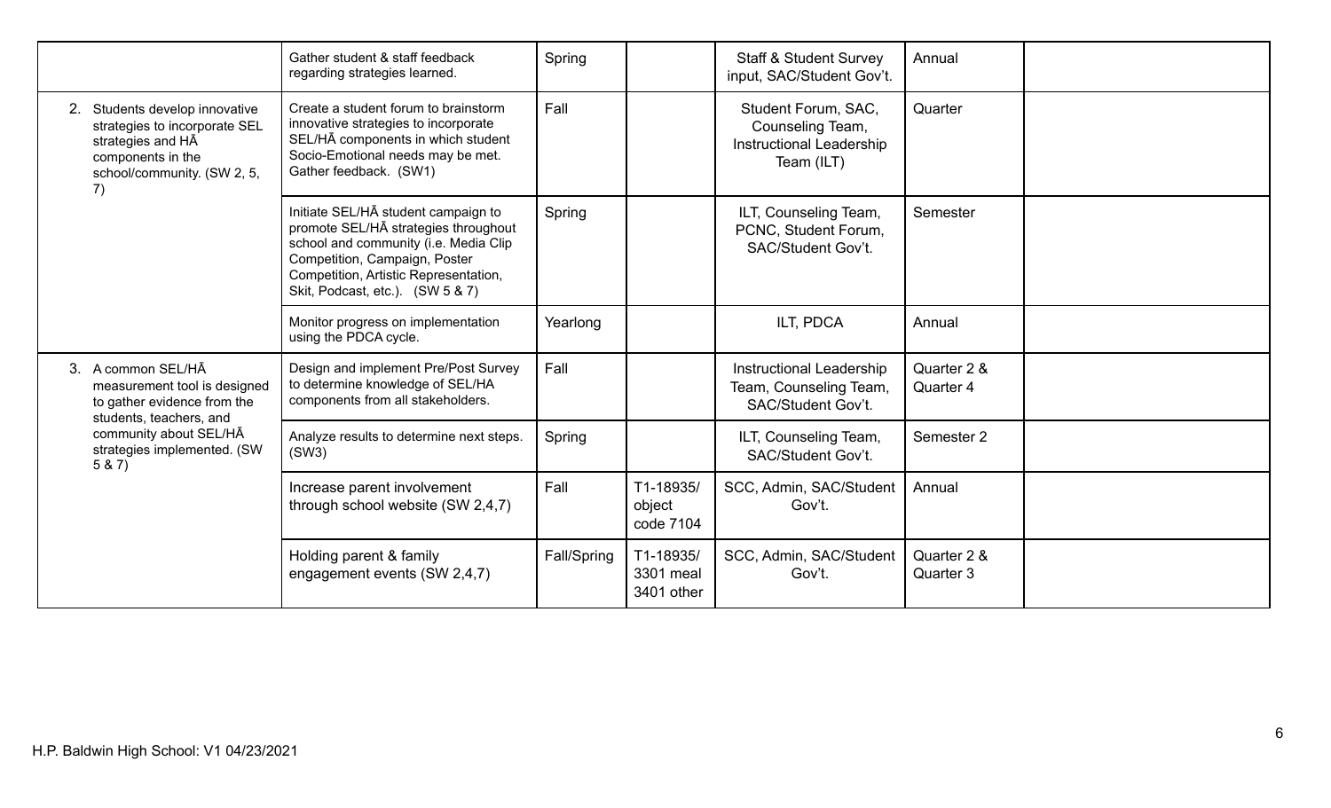| | | | | | | |
|---|---|---|---|---|---|---|
| | Gather student & staff feedback regarding strategies learned. | Spring | | Staff & Student Survey input, SAC/Student Gov't. | Annual | |
| 2. Students develop innovative strategies to incorporate SEL strategies and HĀ components in the school/community. (SW 2, 5, 7) | Create a student forum to brainstorm innovative strategies to incorporate SEL/HĀ components in which student Socio-Emotional needs may be met. Gather feedback. (SW1) | Fall | | Student Forum, SAC, Counseling Team, Instructional Leadership Team (ILT) | Quarter | |
| | Initiate SEL/HĀ student campaign to promote SEL/HĀ strategies throughout school and community (i.e. Media Clip Competition, Campaign, Poster Competition, Artistic Representation, Skit, Podcast, etc.). (SW 5 & 7) | Spring | | ILT, Counseling Team, PCNC, Student Forum, SAC/Student Gov't. | Semester | |
| | Monitor progress on implementation using the PDCA cycle. | Yearlong | | ILT, PDCA | Annual | |
| 3. A common SEL/HĀ measurement tool is designed to gather evidence from the students, teachers, and community about SEL/HĀ strategies implemented. (SW 5 & 7) | Design and implement Pre/Post Survey to determine knowledge of SEL/HA components from all stakeholders. | Fall | | Instructional Leadership Team, Counseling Team, SAC/Student Gov't. | Quarter 2 & Quarter 4 | |
| | Analyze results to determine next steps. (SW3) | Spring | | ILT, Counseling Team, SAC/Student Gov't. | Semester 2 | |
| | Increase parent involvement through school website (SW 2,4,7) | Fall | T1-18935/ object code 7104 | SCC, Admin, SAC/Student Gov't. | Annual | |
| | Holding parent & family engagement events (SW 2,4,7) | Fall/Spring | T1-18935/ 3301 meal 3401 other | SCC, Admin, SAC/Student Gov't. | Quarter 2 & Quarter 3 | |

H.P. Baldwin High School: V1 04/23/2021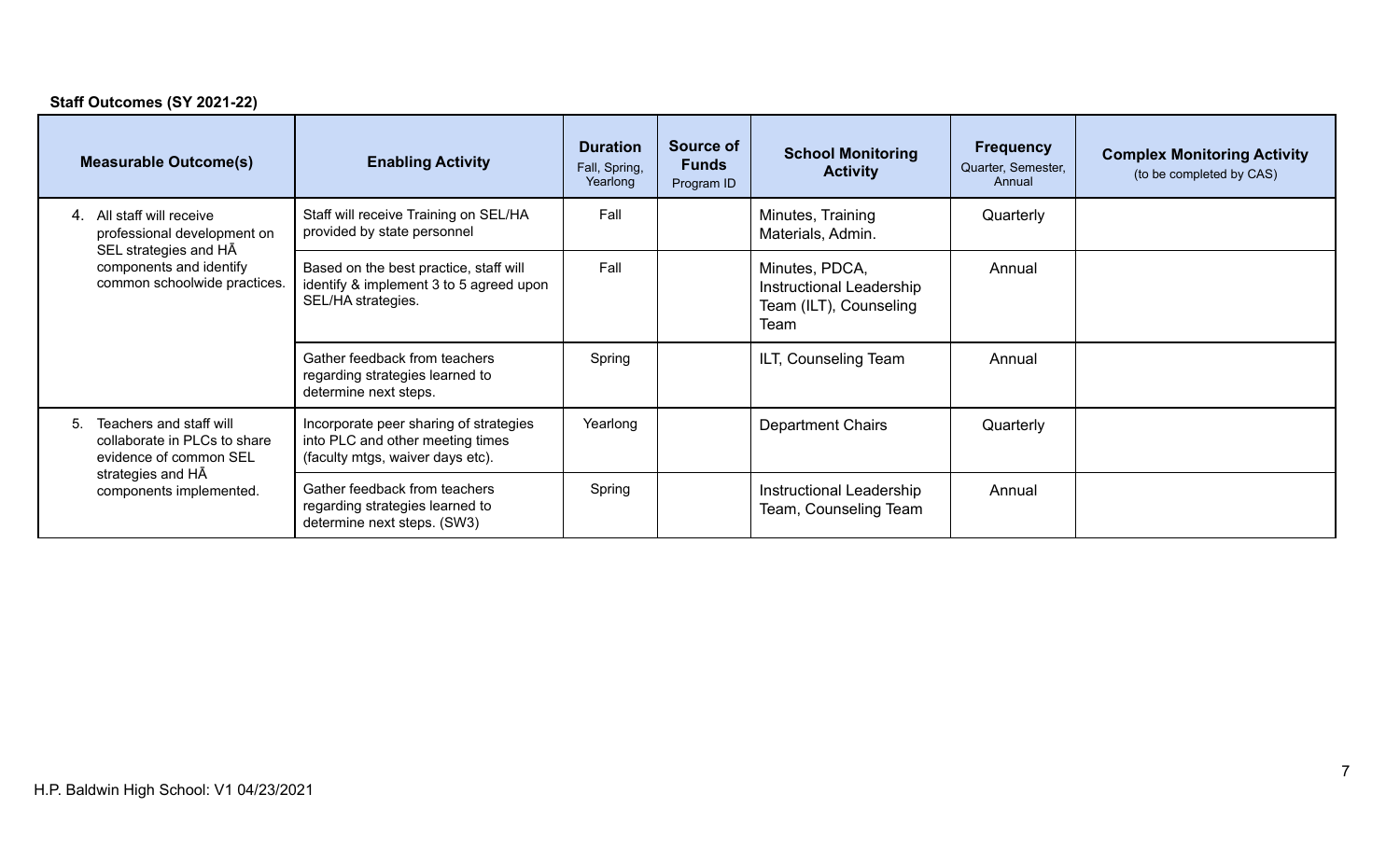**Staff Outcomes (SY 2021-22)**

| Measurable Outcome(s) | Enabling Activity | Duration Fall, Spring, Yearlong | Source of Funds Program ID | School Monitoring Activity | Frequency Quarter, Semester, Annual | Complex Monitoring Activity (to be completed by CAS) |
|---|---|---|---|---|---|---|
| 4. All staff will receive professional development on SEL strategies and HĀ components and identify common schoolwide practices. | Staff will receive Training on SEL/HA provided by state personnel | Fall | | Minutes, Training Materials, Admin. | Quarterly | |
| | Based on the best practice, staff will identify & implement 3 to 5 agreed upon SEL/HA strategies. | Fall | | Minutes, PDCA, Instructional Leadership Team (ILT), Counseling Team | Annual | |
| | Gather feedback from teachers regarding strategies learned to determine next steps. | Spring | | ILT, Counseling Team | Annual | |
| 5. Teachers and staff will collaborate in PLCs to share evidence of common SEL strategies and HĀ components implemented. | Incorporate peer sharing of strategies into PLC and other meeting times (faculty mtgs, waiver days etc). | Yearlong | | Department Chairs | Quarterly | |
| | Gather feedback from teachers regarding strategies learned to determine next steps. (SW3) | Spring | | Instructional Leadership Team, Counseling Team | Annual | |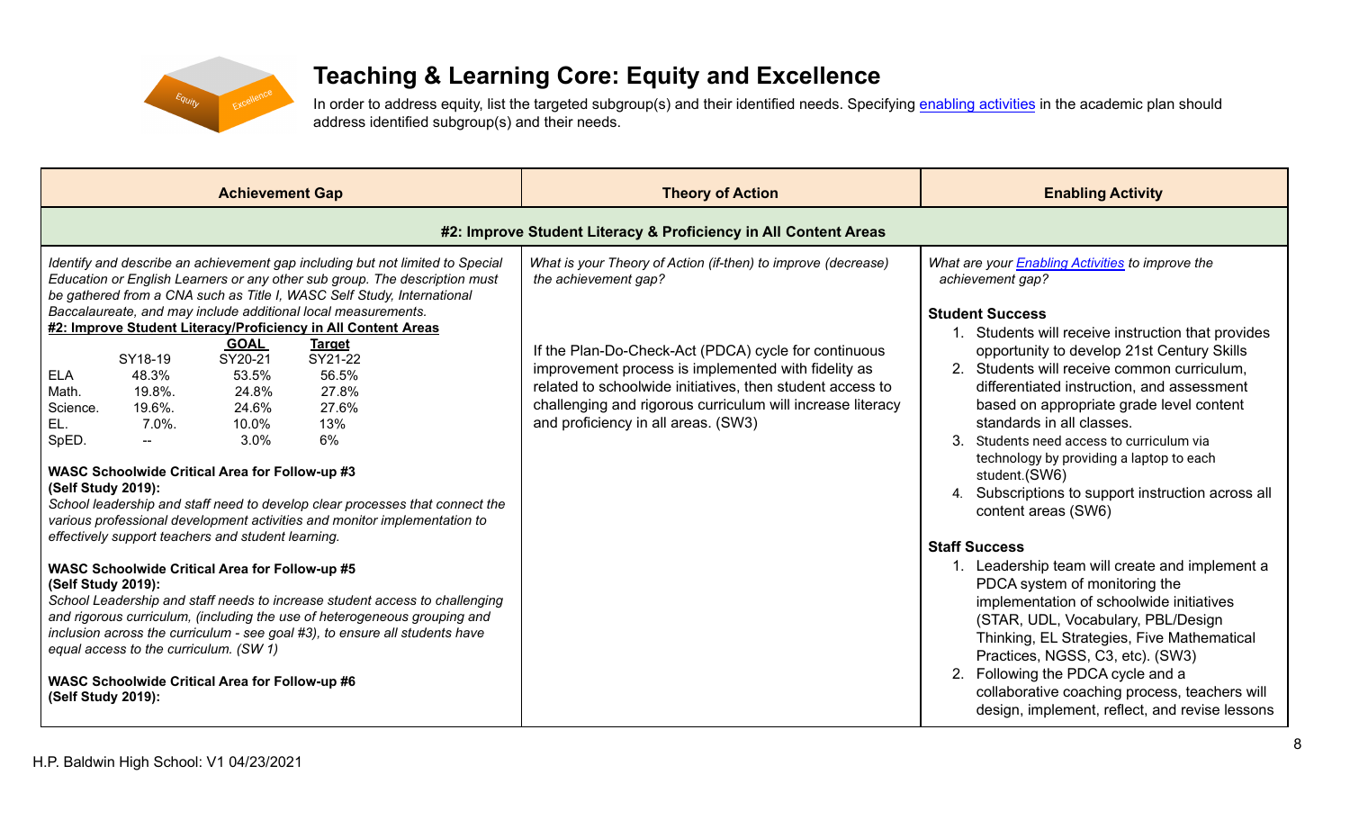# Teaching & Learning Core: Equity and Excellence

In order to address equity, list the targeted subgroup(s) and their identified needs. Specifying enabling activities in the academic plan should address identified subgroup(s) and their needs.

| Achievement Gap | Theory of Action | Enabling Activity |
|---|---|---|
| **#2: Improve Student Literacy & Proficiency in All Content Areas** | | |
| *Identify and describe an achievement gap including but not limited to Special Education or English Learners or any other sub group. The description must be gathered from a CNA such as Title I, WASC Self Study, International Baccalaureate, and may include additional local measurements.*<br>**#2: Improve Student Literacy/Proficiency in All Content Areas**<br><br>Subject / SY18-19 / **GOAL** SY20-21 / **Target** SY21-22<br>ELA: 48.3% / 53.5% / 56.5%<br>Math.: 19.8%. / 24.8% / 27.8%<br>Science.: 19.6%. / 24.6% / 27.6%<br>EL.: 7.0%. / 10.0% / 13%<br>SpED.: -- / 3.0% / 6%<br><br>**WASC Schoolwide Critical Area for Follow-up #3 (Self Study 2019):**<br>*School leadership and staff need to develop clear processes that connect the various professional development activities and monitor implementation to effectively support teachers and student learning.*<br><br>**WASC Schoolwide Critical Area for Follow-up #5 (Self Study 2019):**<br>*School Leadership and staff needs to increase student access to challenging and rigorous curriculum, (including the use of heterogeneous grouping and inclusion across the curriculum - see goal #3), to ensure all students have equal access to the curriculum. (SW 1)*<br><br>**WASC Schoolwide Critical Area for Follow-up #6 (Self Study 2019):** | *What is your Theory of Action (if-then) to improve (decrease) the achievement gap?*<br><br>If the Plan-Do-Check-Act (PDCA) cycle for continuous improvement process is implemented with fidelity as related to schoolwide initiatives, then student access to challenging and rigorous curriculum will increase literacy and proficiency in all areas. (SW3) | *What are your Enabling Activities to improve the achievement gap?*<br><br>**Student Success**<br>1. Students will receive instruction that provides opportunity to develop 21st Century Skills<br>2. Students will receive common curriculum, differentiated instruction, and assessment based on appropriate grade level content standards in all classes.<br>3. Students need access to curriculum via technology by providing a laptop to each student.(SW6)<br>4. Subscriptions to support instruction across all content areas (SW6)<br><br>**Staff Success**<br>1. Leadership team will create and implement a PDCA system of monitoring the implementation of schoolwide initiatives (STAR, UDL, Vocabulary, PBL/Design Thinking, EL Strategies, Five Mathematical Practices, NGSS, C3, etc). (SW3)<br>2. Following the PDCA cycle and a collaborative coaching process, teachers will design, implement, reflect, and revise lessons |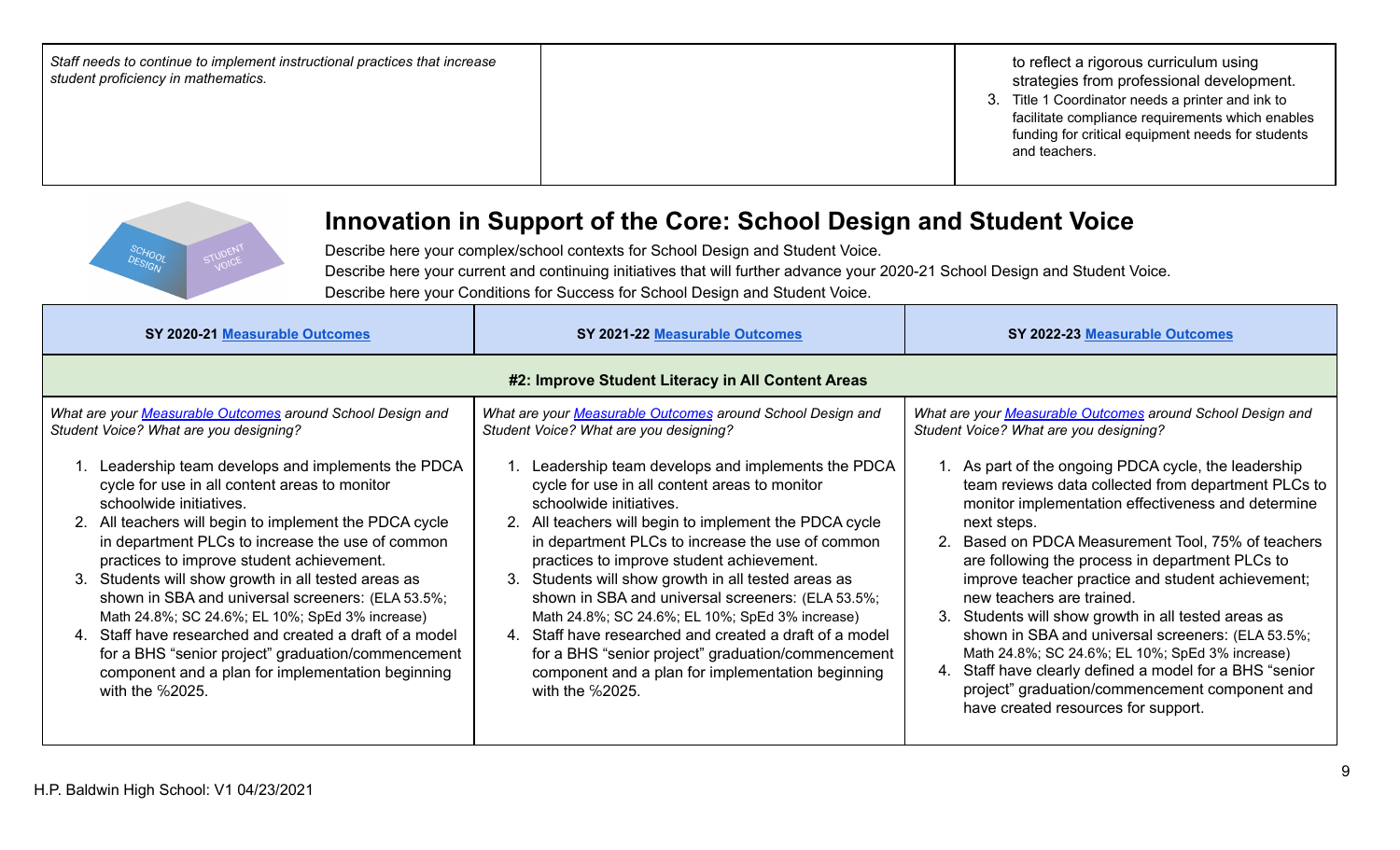| | | |
|---|---|---|
| *Staff needs to continue to implement instructional practices that increase student proficiency in mathematics.* | | to reflect a rigorous curriculum using strategies from professional development.<br>3. Title 1 Coordinator needs a printer and ink to facilitate compliance requirements which enables funding for critical equipment needs for students and teachers. |

## Innovation in Support of the Core: School Design and Student Voice

Describe here your complex/school contexts for School Design and Student Voice.
Describe here your current and continuing initiatives that will further advance your 2020-21 School Design and Student Voice.
Describe here your Conditions for Success for School Design and Student Voice.

| SY 2020-21 Measurable Outcomes | SY 2021-22 Measurable Outcomes | SY 2022-23 Measurable Outcomes |
|---|---|---|
| **#2: Improve Student Literacy in All Content Areas** | | |
| *What are your Measurable Outcomes around School Design and Student Voice? What are you designing?*<br><br>1. Leadership team develops and implements the PDCA cycle for use in all content areas to monitor schoolwide initiatives.<br>2. All teachers will begin to implement the PDCA cycle in department PLCs to increase the use of common practices to improve student achievement.<br>3. Students will show growth in all tested areas as shown in SBA and universal screeners: (ELA 53.5%; Math 24.8%; SC 24.6%; EL 10%; SpEd 3% increase)<br>4. Staff have researched and created a draft of a model for a BHS "senior project" graduation/commencement component and a plan for implementation beginning with the %2025. | *What are your Measurable Outcomes around School Design and Student Voice? What are you designing?*<br><br>1. Leadership team develops and implements the PDCA cycle for use in all content areas to monitor schoolwide initiatives.<br>2. All teachers will begin to implement the PDCA cycle in department PLCs to increase the use of common practices to improve student achievement.<br>3. Students will show growth in all tested areas as shown in SBA and universal screeners: (ELA 53.5%; Math 24.8%; SC 24.6%; EL 10%; SpEd 3% increase)<br>4. Staff have researched and created a draft of a model for a BHS "senior project" graduation/commencement component and a plan for implementation beginning with the %2025. | *What are your Measurable Outcomes around School Design and Student Voice? What are you designing?*<br><br>1. As part of the ongoing PDCA cycle, the leadership team reviews data collected from department PLCs to monitor implementation effectiveness and determine next steps.<br>2. Based on PDCA Measurement Tool, 75% of teachers are following the process in department PLCs to improve teacher practice and student achievement; new teachers are trained.<br>3. Students will show growth in all tested areas as shown in SBA and universal screeners: (ELA 53.5%; Math 24.8%; SC 24.6%; EL 10%; SpEd 3% increase)<br>4. Staff have clearly defined a model for a BHS "senior project" graduation/commencement component and have created resources for support. |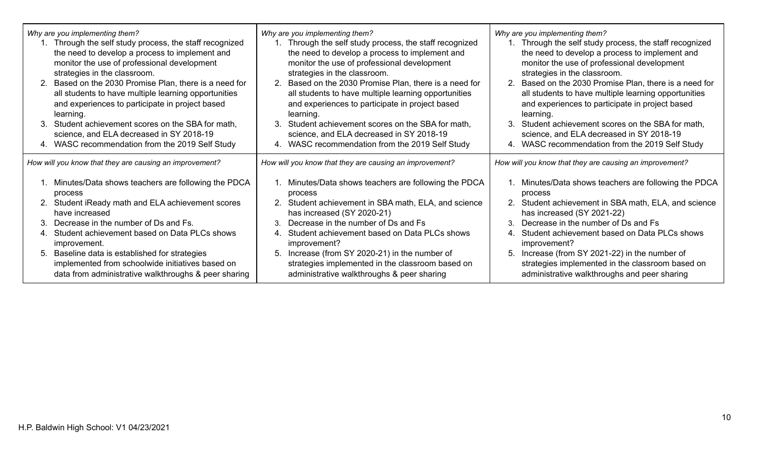| *Why are you implementing them?*<br>1. Through the self study process, the staff recognized the need to develop a process to implement and monitor the use of professional development strategies in the classroom.<br>2. Based on the 2030 Promise Plan, there is a need for all students to have multiple learning opportunities and experiences to participate in project based learning.<br>3. Student achievement scores on the SBA for math, science, and ELA decreased in SY 2018-19<br>4. WASC recommendation from the 2019 Self Study | *Why are you implementing them?*<br>1. Through the self study process, the staff recognized the need to develop a process to implement and monitor the use of professional development strategies in the classroom.<br>2. Based on the 2030 Promise Plan, there is a need for all students to have multiple learning opportunities and experiences to participate in project based learning.<br>3. Student achievement scores on the SBA for math, science, and ELA decreased in SY 2018-19<br>4. WASC recommendation from the 2019 Self Study | *Why are you implementing them?*<br>1. Through the self study process, the staff recognized the need to develop a process to implement and monitor the use of professional development strategies in the classroom.<br>2. Based on the 2030 Promise Plan, there is a need for all students to have multiple learning opportunities and experiences to participate in project based learning.<br>3. Student achievement scores on the SBA for math, science, and ELA decreased in SY 2018-19<br>4. WASC recommendation from the 2019 Self Study |
|---|---|---|
| *How will you know that they are causing an improvement?*<br>1. Minutes/Data shows teachers are following the PDCA process<br>2. Student iReady math and ELA achievement scores have increased<br>3. Decrease in the number of Ds and Fs.<br>4. Student achievement based on Data PLCs shows improvement.<br>5. Baseline data is established for strategies implemented from schoolwide initiatives based on data from administrative walkthroughs & peer sharing | *How will you know that they are causing an improvement?*<br>1. Minutes/Data shows teachers are following the PDCA process<br>2. Student achievement in SBA math, ELA, and science has increased (SY 2020-21)<br>3. Decrease in the number of Ds and Fs<br>4. Student achievement based on Data PLCs shows improvement?<br>5. Increase (from SY 2020-21) in the number of strategies implemented in the classroom based on administrative walkthroughs & peer sharing | *How will you know that they are causing an improvement?*<br>1. Minutes/Data shows teachers are following the PDCA process<br>2. Student achievement in SBA math, ELA, and science has increased (SY 2021-22)<br>3. Decrease in the number of Ds and Fs<br>4. Student achievement based on Data PLCs shows improvement?<br>5. Increase (from SY 2021-22) in the number of strategies implemented in the classroom based on administrative walkthroughs and peer sharing |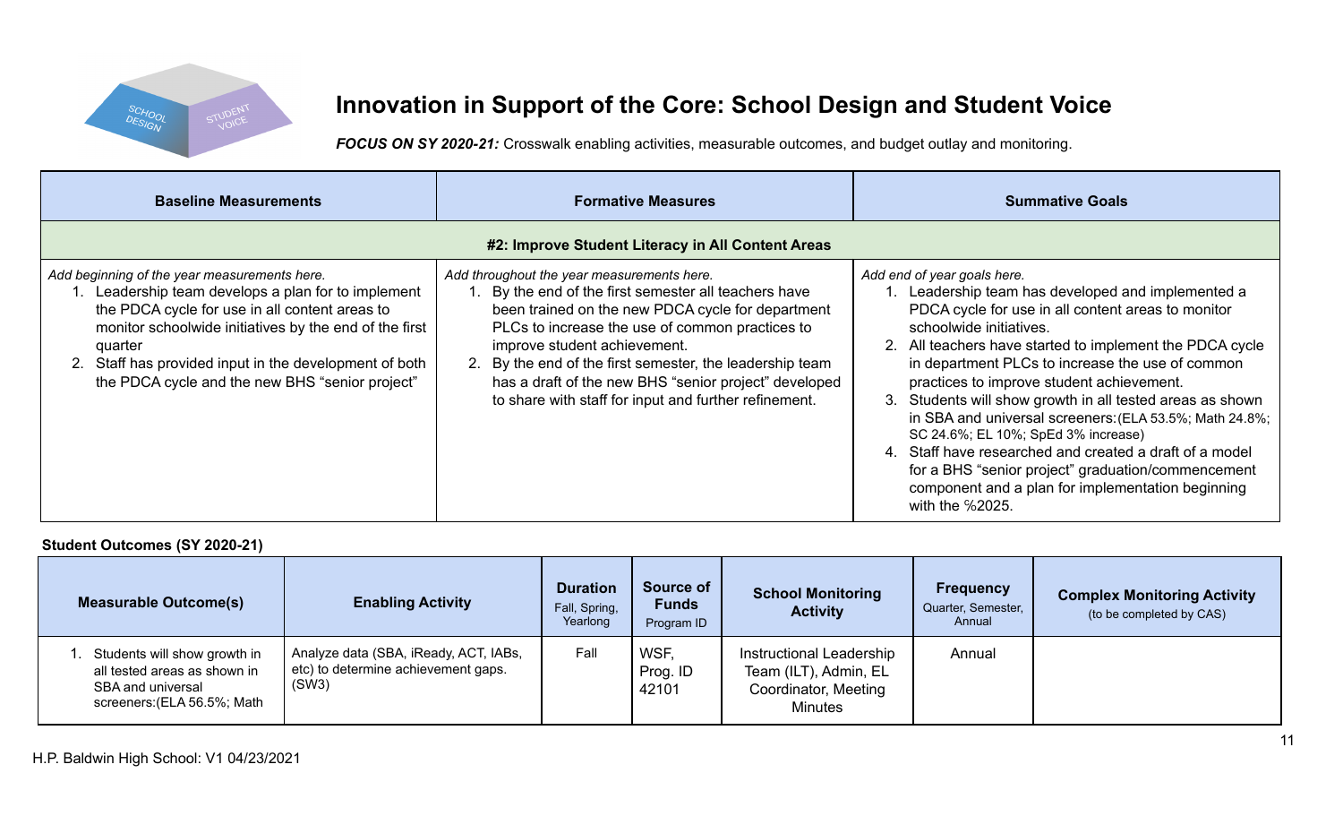# Innovation in Support of the Core: School Design and Student Voice

***FOCUS ON SY 2020-21:*** Crosswalk enabling activities, measurable outcomes, and budget outlay and monitoring.

| Baseline Measurements | Formative Measures | Summative Goals |
|---|---|---|
| **#2: Improve Student Literacy in All Content Areas** | | |
| *Add beginning of the year measurements here.*<br>1. Leadership team develops a plan for to implement the PDCA cycle for use in all content areas to monitor schoolwide initiatives by the end of the first quarter<br>2. Staff has provided input in the development of both the PDCA cycle and the new BHS "senior project" | *Add throughout the year measurements here.*<br>1. By the end of the first semester all teachers have been trained on the new PDCA cycle for department PLCs to increase the use of common practices to improve student achievement.<br>2. By the end of the first semester, the leadership team has a draft of the new BHS "senior project" developed to share with staff for input and further refinement. | *Add end of year goals here.*<br>1. Leadership team has developed and implemented a PDCA cycle for use in all content areas to monitor schoolwide initiatives.<br>2. All teachers have started to implement the PDCA cycle in department PLCs to increase the use of common practices to improve student achievement.<br>3. Students will show growth in all tested areas as shown in SBA and universal screeners:(ELA 53.5%; Math 24.8%; SC 24.6%; EL 10%; SpEd 3% increase)<br>4. Staff have researched and created a draft of a model for a BHS "senior project" graduation/commencement component and a plan for implementation beginning with the %2025. |

**Student Outcomes (SY 2020-21)**

| Measurable Outcome(s) | Enabling Activity | Duration<br>Fall, Spring, Yearlong | Source of Funds<br>Program ID | School Monitoring Activity | Frequency<br>Quarter, Semester, Annual | Complex Monitoring Activity<br>(to be completed by CAS) |
|---|---|---|---|---|---|---|
| 1. Students will show growth in all tested areas as shown in SBA and universal screeners:(ELA 56.5%; Math | Analyze data (SBA, iReady, ACT, IABs, etc) to determine achievement gaps. (SW3) | Fall | WSF, Prog. ID 42101 | Instructional Leadership Team (ILT), Admin, EL Coordinator, Meeting Minutes | Annual | |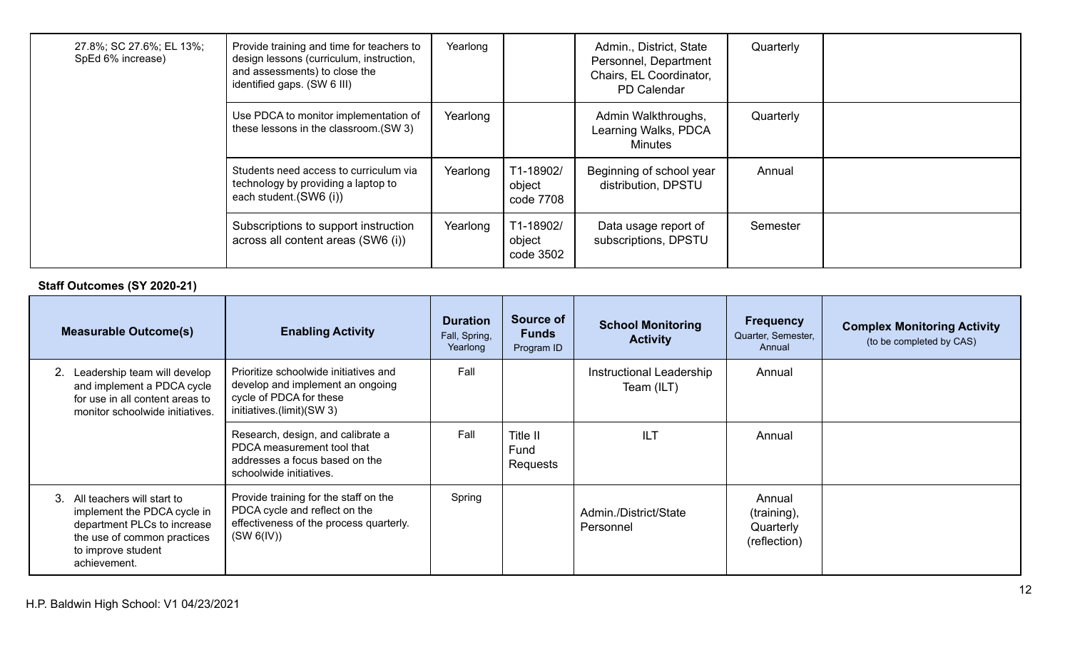| | | | | | | |
|---|---|---|---|---|---|---|
| 27.8%; SC 27.6%; EL 13%; SpEd 6% increase) | Provide training and time for teachers to design lessons (curriculum, instruction, and assessments) to close the identified gaps. (SW 6 III) | Yearlong | | Admin., District, State Personnel, Department Chairs, EL Coordinator, PD Calendar | Quarterly | |
| | Use PDCA to monitor implementation of these lessons in the classroom.(SW 3) | Yearlong | | Admin Walkthroughs, Learning Walks, PDCA Minutes | Quarterly | |
| | Students need access to curriculum via technology by providing a laptop to each student.(SW6 (i)) | Yearlong | T1-18902/ object code 7708 | Beginning of school year distribution, DPSTU | Annual | |
| | Subscriptions to support instruction across all content areas (SW6 (i)) | Yearlong | T1-18902/ object code 3502 | Data usage report of subscriptions, DPSTU | Semester | |

**Staff Outcomes (SY 2020-21)**

| Measurable Outcome(s) | Enabling Activity | Duration Fall, Spring, Yearlong | Source of Funds Program ID | School Monitoring Activity | Frequency Quarter, Semester, Annual | Complex Monitoring Activity (to be completed by CAS) |
|---|---|---|---|---|---|---|
| 2. Leadership team will develop and implement a PDCA cycle for use in all content areas to monitor schoolwide initiatives. | Prioritize schoolwide initiatives and develop and implement an ongoing cycle of PDCA for these initiatives.(limit)(SW 3) | Fall | | Instructional Leadership Team (ILT) | Annual | |
| | Research, design, and calibrate a PDCA measurement tool that addresses a focus based on the schoolwide initiatives. | Fall | Title II Fund Requests | ILT | Annual | |
| 3. All teachers will start to implement the PDCA cycle in department PLCs to increase the use of common practices to improve student achievement. | Provide training for the staff on the PDCA cycle and reflect on the effectiveness of the process quarterly. (SW 6(IV)) | Spring | | Admin./District/State Personnel | Annual (training), Quarterly (reflection) | |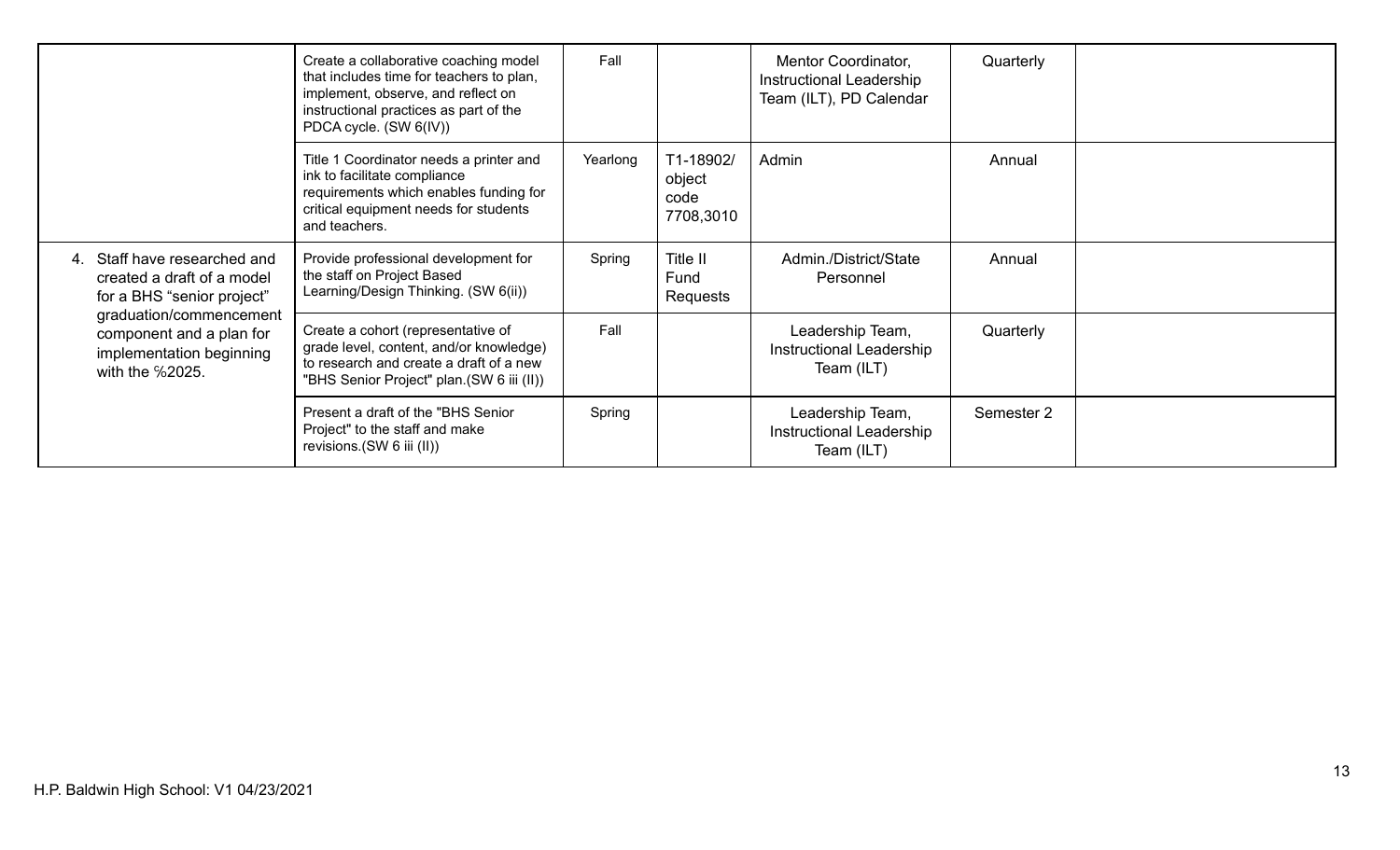| | | | | | | |
|---|---|---|---|---|---|---|
| | Create a collaborative coaching model that includes time for teachers to plan, implement, observe, and reflect on instructional practices as part of the PDCA cycle. (SW 6(IV)) | Fall | | Mentor Coordinator, Instructional Leadership Team (ILT), PD Calendar | Quarterly | |
| | Title 1 Coordinator needs a printer and ink to facilitate compliance requirements which enables funding for critical equipment needs for students and teachers. | Yearlong | T1-18902/ object code 7708,3010 | Admin | Annual | |
| 4. Staff have researched and created a draft of a model for a BHS "senior project" graduation/commencement component and a plan for implementation beginning with the %2025. | Provide professional development for the staff on Project Based Learning/Design Thinking. (SW 6(ii)) | Spring | Title II Fund Requests | Admin./District/State Personnel | Annual | |
| | Create a cohort (representative of grade level, content, and/or knowledge) to research and create a draft of a new "BHS Senior Project" plan.(SW 6 iii (II)) | Fall | | Leadership Team, Instructional Leadership Team (ILT) | Quarterly | |
| | Present a draft of the "BHS Senior Project" to the staff and make revisions.(SW 6 iii (II)) | Spring | | Leadership Team, Instructional Leadership Team (ILT) | Semester 2 | |

H.P. Baldwin High School: V1 04/23/2021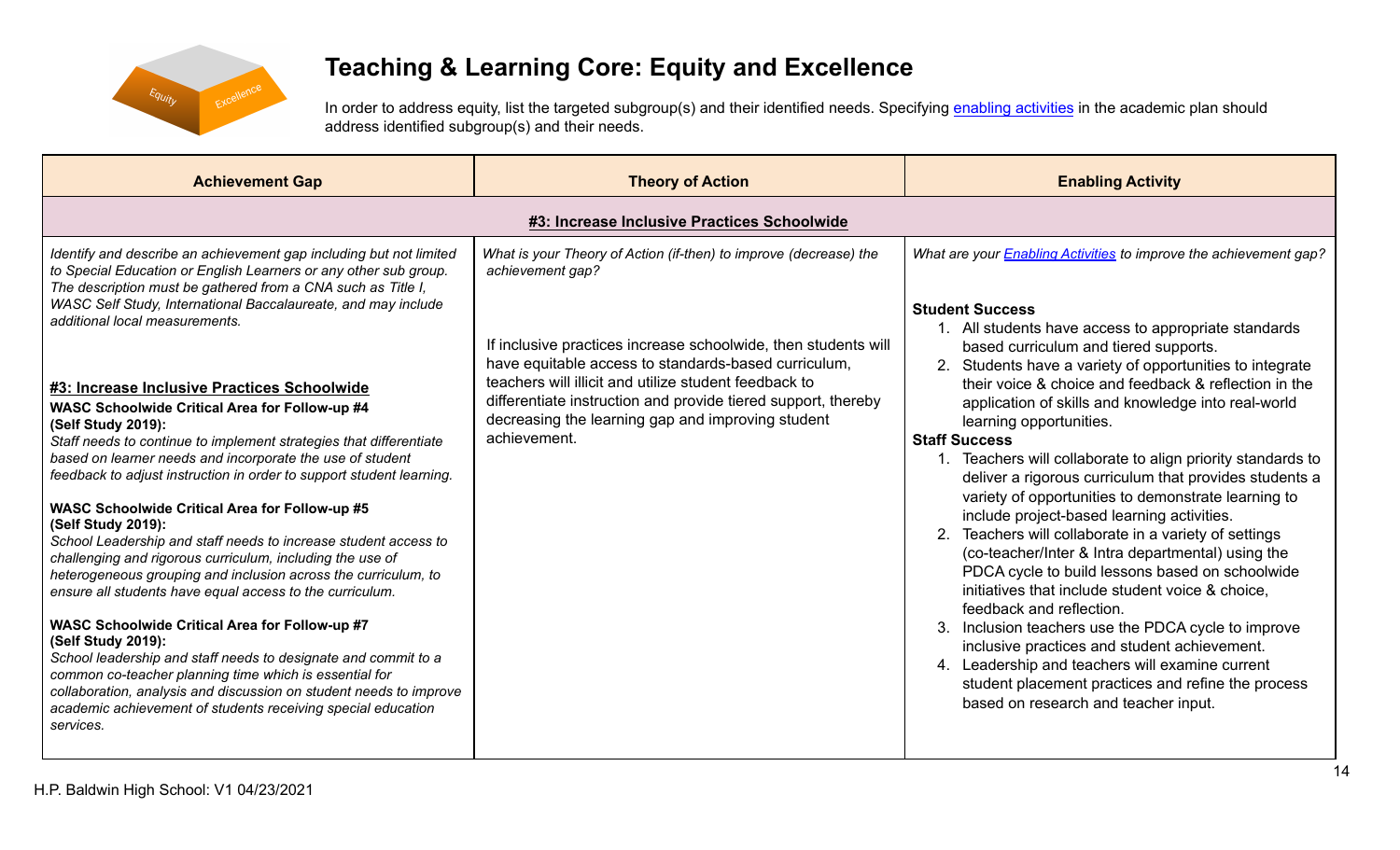# Teaching & Learning Core: Equity and Excellence

In order to address equity, list the targeted subgroup(s) and their identified needs. Specifying enabling activities in the academic plan should address identified subgroup(s) and their needs.

| Achievement Gap | Theory of Action | Enabling Activity |
| --- | --- | --- |
| **#3: Increase Inclusive Practices Schoolwide** | | |
| *Identify and describe an achievement gap including but not limited to Special Education or English Learners or any other sub group. The description must be gathered from a CNA such as Title I, WASC Self Study, International Baccalaureate, and may include additional local measurements.*<br><br>**#3: Increase Inclusive Practices Schoolwide**<br>**WASC Schoolwide Critical Area for Follow-up #4 (Self Study 2019):**<br>*Staff needs to continue to implement strategies that differentiate based on learner needs and incorporate the use of student feedback to adjust instruction in order to support student learning.*<br><br>**WASC Schoolwide Critical Area for Follow-up #5 (Self Study 2019):**<br>*School Leadership and staff needs to increase student access to challenging and rigorous curriculum, including the use of heterogeneous grouping and inclusion across the curriculum, to ensure all students have equal access to the curriculum.*<br><br>**WASC Schoolwide Critical Area for Follow-up #7 (Self Study 2019):**<br>*School leadership and staff needs to designate and commit to a common co-teacher planning time which is essential for collaboration, analysis and discussion on student needs to improve academic achievement of students receiving special education services.* | *What is your Theory of Action (if-then) to improve (decrease) the achievement gap?*<br><br>If inclusive practices increase schoolwide, then students will have equitable access to standards-based curriculum, teachers will illicit and utilize student feedback to differentiate instruction and provide tiered support, thereby decreasing the learning gap and improving student achievement. | *What are your Enabling Activities to improve the achievement gap?*<br><br>**Student Success**<br>1. All students have access to appropriate standards based curriculum and tiered supports.<br>2. Students have a variety of opportunities to integrate their voice & choice and feedback & reflection in the application of skills and knowledge into real-world learning opportunities.<br>**Staff Success**<br>1. Teachers will collaborate to align priority standards to deliver a rigorous curriculum that provides students a variety of opportunities to demonstrate learning to include project-based learning activities.<br>2. Teachers will collaborate in a variety of settings (co-teacher/Inter & Intra departmental) using the PDCA cycle to build lessons based on schoolwide initiatives that include student voice & choice, feedback and reflection.<br>3. Inclusion teachers use the PDCA cycle to improve inclusive practices and student achievement.<br>4. Leadership and teachers will examine current student placement practices and refine the process based on research and teacher input. |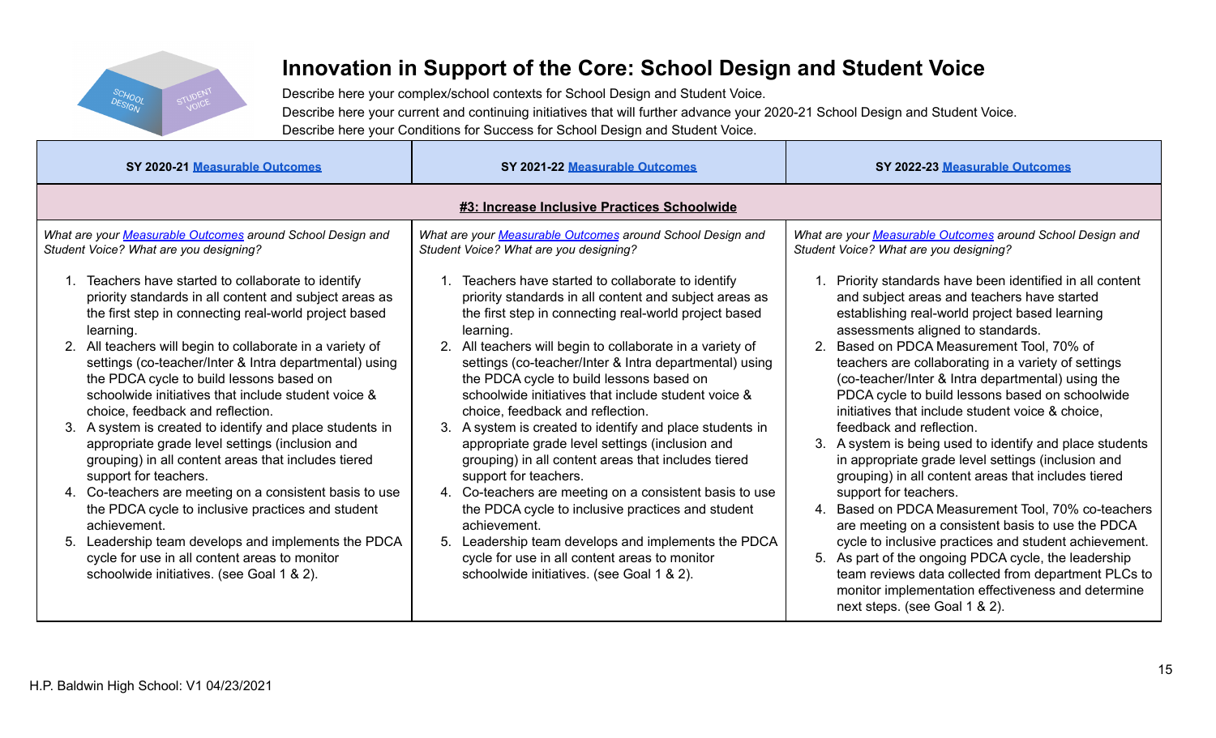# Innovation in Support of the Core: School Design and Student Voice

Describe here your complex/school contexts for School Design and Student Voice.
Describe here your current and continuing initiatives that will further advance your 2020-21 School Design and Student Voice.
Describe here your Conditions for Success for School Design and Student Voice.

| SY 2020-21 Measurable Outcomes | SY 2021-22 Measurable Outcomes | SY 2022-23 Measurable Outcomes |
|---|---|---|
| **#3: Increase Inclusive Practices Schoolwide** | | |
| *What are your Measurable Outcomes around School Design and Student Voice? What are you designing?*<br><br>1. Teachers have started to collaborate to identify priority standards in all content and subject areas as the first step in connecting real-world project based learning.<br>2. All teachers will begin to collaborate in a variety of settings (co-teacher/Inter & Intra departmental) using the PDCA cycle to build lessons based on schoolwide initiatives that include student voice & choice, feedback and reflection.<br>3. A system is created to identify and place students in appropriate grade level settings (inclusion and grouping) in all content areas that includes tiered support for teachers.<br>4. Co-teachers are meeting on a consistent basis to use the PDCA cycle to inclusive practices and student achievement.<br>5. Leadership team develops and implements the PDCA cycle for use in all content areas to monitor schoolwide initiatives. (see Goal 1 & 2). | *What are your Measurable Outcomes around School Design and Student Voice? What are you designing?*<br><br>1. Teachers have started to collaborate to identify priority standards in all content and subject areas as the first step in connecting real-world project based learning.<br>2. All teachers will begin to collaborate in a variety of settings (co-teacher/Inter & Intra departmental) using the PDCA cycle to build lessons based on schoolwide initiatives that include student voice & choice, feedback and reflection.<br>3. A system is created to identify and place students in appropriate grade level settings (inclusion and grouping) in all content areas that includes tiered support for teachers.<br>4. Co-teachers are meeting on a consistent basis to use the PDCA cycle to inclusive practices and student achievement.<br>5. Leadership team develops and implements the PDCA cycle for use in all content areas to monitor schoolwide initiatives. (see Goal 1 & 2). | *What are your Measurable Outcomes around School Design and Student Voice? What are you designing?*<br><br>1. Priority standards have been identified in all content and subject areas and teachers have started establishing real-world project based learning assessments aligned to standards.<br>2. Based on PDCA Measurement Tool, 70% of teachers are collaborating in a variety of settings (co-teacher/Inter & Intra departmental) using the PDCA cycle to build lessons based on schoolwide initiatives that include student voice & choice, feedback and reflection.<br>3. A system is being used to identify and place students in appropriate grade level settings (inclusion and grouping) in all content areas that includes tiered support for teachers.<br>4. Based on PDCA Measurement Tool, 70% co-teachers are meeting on a consistent basis to use the PDCA cycle to inclusive practices and student achievement.<br>5. As part of the ongoing PDCA cycle, the leadership team reviews data collected from department PLCs to monitor implementation effectiveness and determine next steps. (see Goal 1 & 2). |

H.P. Baldwin High School: V1 04/23/2021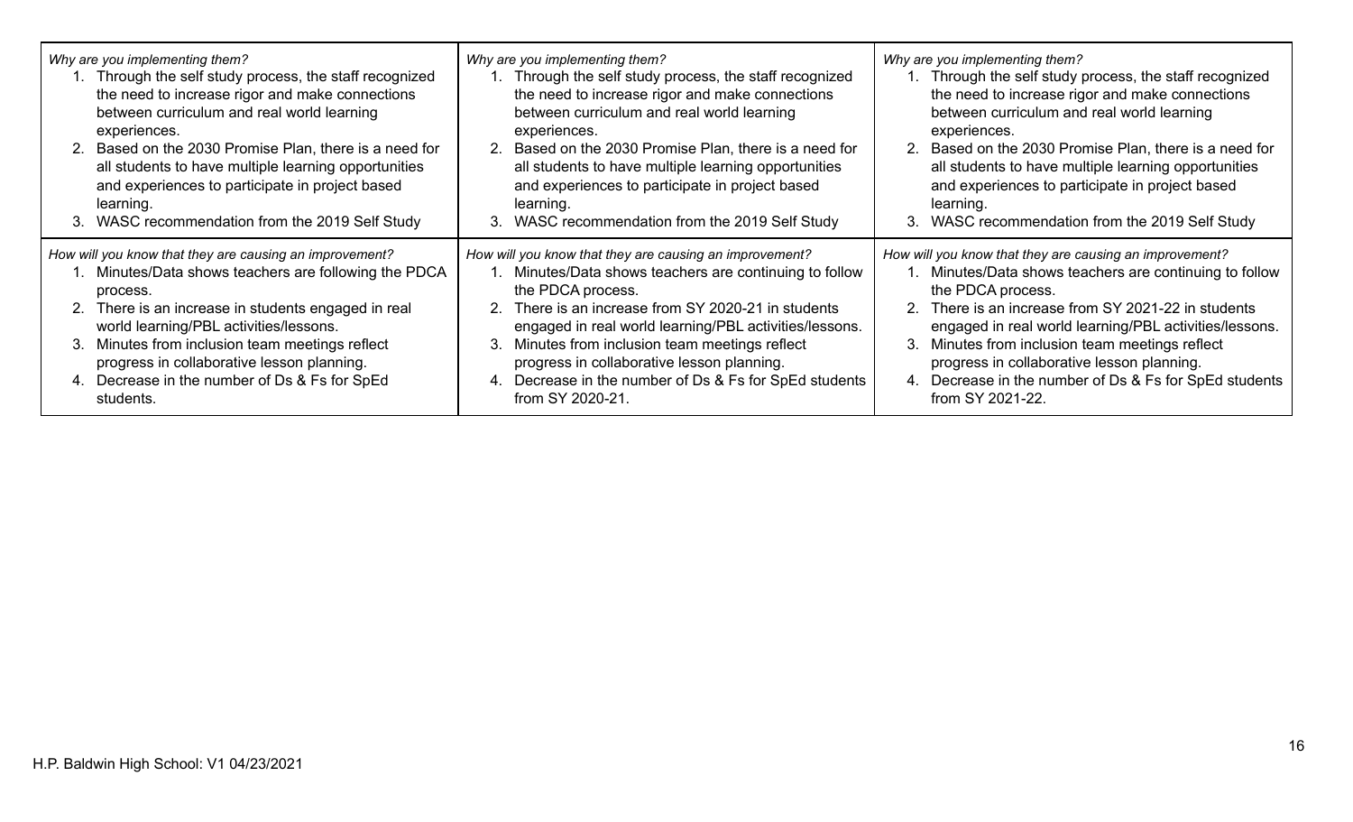| *Why are you implementing them?*<br>1. Through the self study process, the staff recognized the need to increase rigor and make connections between curriculum and real world learning experiences.<br>2. Based on the 2030 Promise Plan, there is a need for all students to have multiple learning opportunities and experiences to participate in project based learning.<br>3. WASC recommendation from the 2019 Self Study | *Why are you implementing them?*<br>1. Through the self study process, the staff recognized the need to increase rigor and make connections between curriculum and real world learning experiences.<br>2. Based on the 2030 Promise Plan, there is a need for all students to have multiple learning opportunities and experiences to participate in project based learning.<br>3. WASC recommendation from the 2019 Self Study | *Why are you implementing them?*<br>1. Through the self study process, the staff recognized the need to increase rigor and make connections between curriculum and real world learning experiences.<br>2. Based on the 2030 Promise Plan, there is a need for all students to have multiple learning opportunities and experiences to participate in project based learning.<br>3. WASC recommendation from the 2019 Self Study |
|---|---|---|
| *How will you know that they are causing an improvement?*<br>1. Minutes/Data shows teachers are following the PDCA process.<br>2. There is an increase in students engaged in real world learning/PBL activities/lessons.<br>3. Minutes from inclusion team meetings reflect progress in collaborative lesson planning.<br>4. Decrease in the number of Ds & Fs for SpEd students. | *How will you know that they are causing an improvement?*<br>1. Minutes/Data shows teachers are continuing to follow the PDCA process.<br>2. There is an increase from SY 2020-21 in students engaged in real world learning/PBL activities/lessons.<br>3. Minutes from inclusion team meetings reflect progress in collaborative lesson planning.<br>4. Decrease in the number of Ds & Fs for SpEd students from SY 2020-21. | *How will you know that they are causing an improvement?*<br>1. Minutes/Data shows teachers are continuing to follow the PDCA process.<br>2. There is an increase from SY 2021-22 in students engaged in real world learning/PBL activities/lessons.<br>3. Minutes from inclusion team meetings reflect progress in collaborative lesson planning.<br>4. Decrease in the number of Ds & Fs for SpEd students from SY 2021-22. |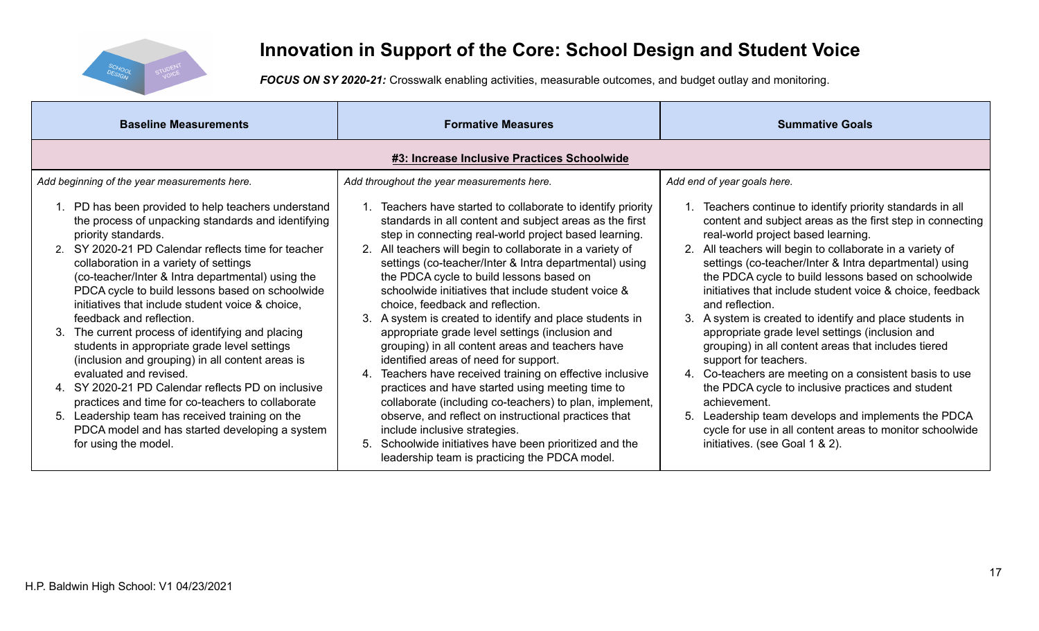# Innovation in Support of the Core: School Design and Student Voice

***FOCUS ON SY 2020-21:*** Crosswalk enabling activities, measurable outcomes, and budget outlay and monitoring.

| Baseline Measurements | Formative Measures | Summative Goals |
|---|---|---|
| **#3: Increase Inclusive Practices Schoolwide** | | |
| *Add beginning of the year measurements here.*<br><br>1. PD has been provided to help teachers understand the process of unpacking standards and identifying priority standards.<br>2. SY 2020-21 PD Calendar reflects time for teacher collaboration in a variety of settings (co-teacher/Inter & Intra departmental) using the PDCA cycle to build lessons based on schoolwide initiatives that include student voice & choice, feedback and reflection.<br>3. The current process of identifying and placing students in appropriate grade level settings (inclusion and grouping) in all content areas is evaluated and revised.<br>4. SY 2020-21 PD Calendar reflects PD on inclusive practices and time for co-teachers to collaborate<br>5. Leadership team has received training on the PDCA model and has started developing a system for using the model. | *Add throughout the year measurements here.*<br><br>1. Teachers have started to collaborate to identify priority standards in all content and subject areas as the first step in connecting real-world project based learning.<br>2. All teachers will begin to collaborate in a variety of settings (co-teacher/Inter & Intra departmental) using the PDCA cycle to build lessons based on schoolwide initiatives that include student voice & choice, feedback and reflection.<br>3. A system is created to identify and place students in appropriate grade level settings (inclusion and grouping) in all content areas and teachers have identified areas of need for support.<br>4. Teachers have received training on effective inclusive practices and have started using meeting time to collaborate (including co-teachers) to plan, implement, observe, and reflect on instructional practices that include inclusive strategies.<br>5. Schoolwide initiatives have been prioritized and the leadership team is practicing the PDCA model. | *Add end of year goals here.*<br><br>1. Teachers continue to identify priority standards in all content and subject areas as the first step in connecting real-world project based learning.<br>2. All teachers will begin to collaborate in a variety of settings (co-teacher/Inter & Intra departmental) using the PDCA cycle to build lessons based on schoolwide initiatives that include student voice & choice, feedback and reflection.<br>3. A system is created to identify and place students in appropriate grade level settings (inclusion and grouping) in all content areas that includes tiered support for teachers.<br>4. Co-teachers are meeting on a consistent basis to use the PDCA cycle to inclusive practices and student achievement.<br>5. Leadership team develops and implements the PDCA cycle for use in all content areas to monitor schoolwide initiatives. (see Goal 1 & 2). |

H.P. Baldwin High School: V1 04/23/2021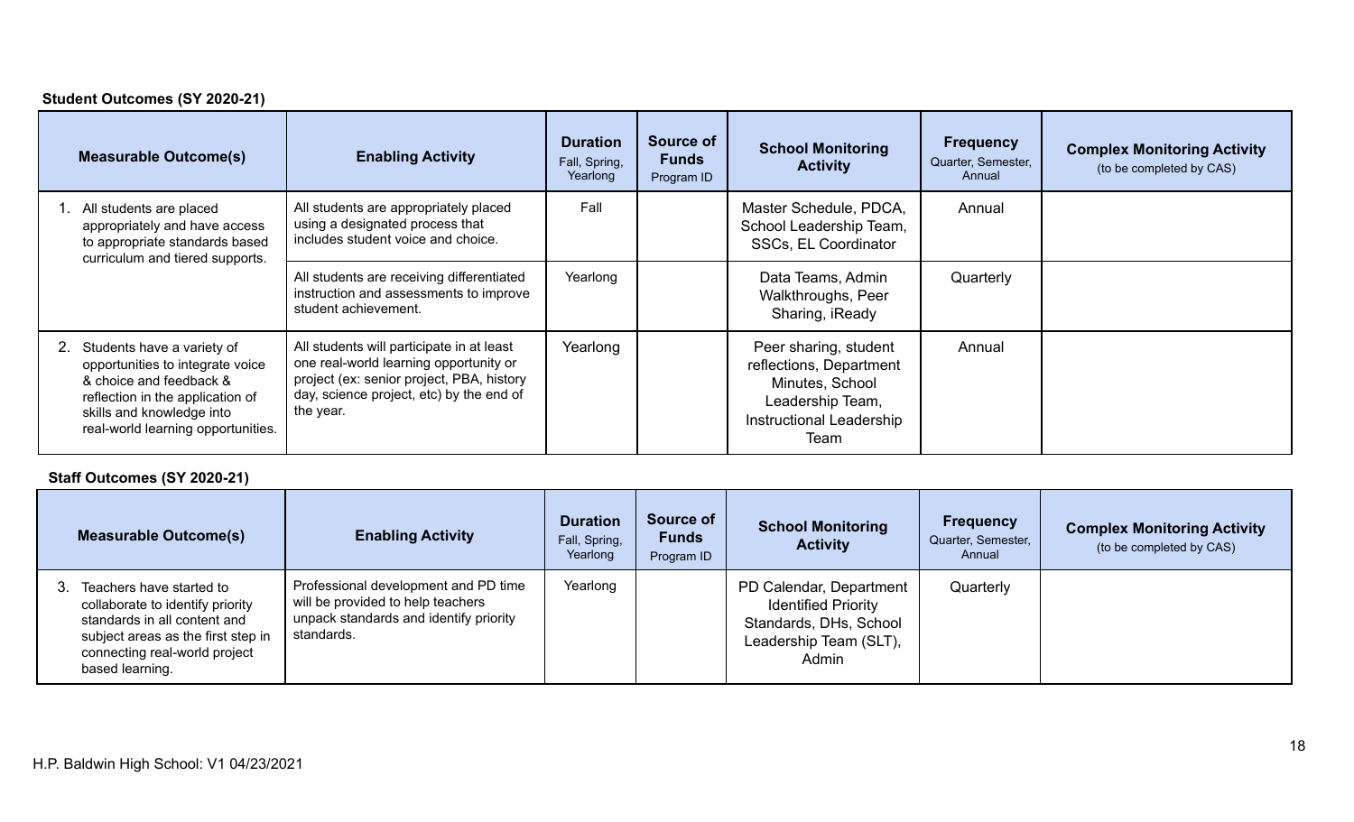**Student Outcomes (SY 2020-21)**

| Measurable Outcome(s) | Enabling Activity | Duration Fall, Spring, Yearlong | Source of Funds Program ID | School Monitoring Activity | Frequency Quarter, Semester, Annual | Complex Monitoring Activity (to be completed by CAS) |
|---|---|---|---|---|---|---|
| 1. All students are placed appropriately and have access to appropriate standards based curriculum and tiered supports. | All students are appropriately placed using a designated process that includes student voice and choice. | Fall | | Master Schedule, PDCA, School Leadership Team, SSCs, EL Coordinator | Annual | |
| | All students are receiving differentiated instruction and assessments to improve student achievement. | Yearlong | | Data Teams, Admin Walkthroughs, Peer Sharing, iReady | Quarterly | |
| 2. Students have a variety of opportunities to integrate voice & choice and feedback & reflection in the application of skills and knowledge into real-world learning opportunities. | All students will participate in at least one real-world learning opportunity or project (ex: senior project, PBA, history day, science project, etc) by the end of the year. | Yearlong | | Peer sharing, student reflections, Department Minutes, School Leadership Team, Instructional Leadership Team | Annual | |

**Staff Outcomes (SY 2020-21)**

| Measurable Outcome(s) | Enabling Activity | Duration Fall, Spring, Yearlong | Source of Funds Program ID | School Monitoring Activity | Frequency Quarter, Semester, Annual | Complex Monitoring Activity (to be completed by CAS) |
|---|---|---|---|---|---|---|
| 3. Teachers have started to collaborate to identify priority standards in all content and subject areas as the first step in connecting real-world project based learning. | Professional development and PD time will be provided to help teachers unpack standards and identify priority standards. | Yearlong | | PD Calendar, Department Identified Priority Standards, DHs, School Leadership Team (SLT), Admin | Quarterly | |

H.P. Baldwin High School: V1 04/23/2021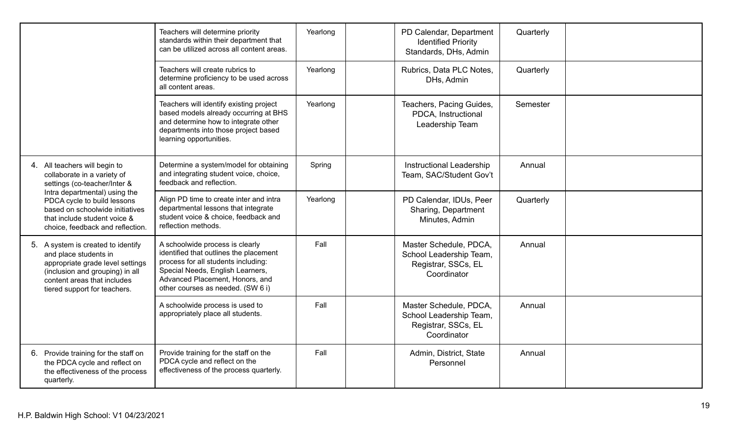| | | | | | | |
|---|---|---|---|---|---|---|
| | Teachers will determine priority standards within their department that can be utilized across all content areas. | Yearlong | | PD Calendar, Department Identified Priority Standards, DHs, Admin | Quarterly | |
| | Teachers will create rubrics to determine proficiency to be used across all content areas. | Yearlong | | Rubrics, Data PLC Notes, DHs, Admin | Quarterly | |
| | Teachers will identify existing project based models already occurring at BHS and determine how to integrate other departments into those project based learning opportunities. | Yearlong | | Teachers, Pacing Guides, PDCA, Instructional Leadership Team | Semester | |
| 4. All teachers will begin to collaborate in a variety of settings (co-teacher/Inter & Intra departmental) using the PDCA cycle to build lessons based on schoolwide initiatives that include student voice & choice, feedback and reflection. | Determine a system/model for obtaining and integrating student voice, choice, feedback and reflection. | Spring | | Instructional Leadership Team, SAC/Student Gov't | Annual | |
| | Align PD time to create inter and intra departmental lessons that integrate student voice & choice, feedback and reflection methods. | Yearlong | | PD Calendar, IDUs, Peer Sharing, Department Minutes, Admin | Quarterly | |
| 5. A system is created to identify and place students in appropriate grade level settings (inclusion and grouping) in all content areas that includes tiered support for teachers. | A schoolwide process is clearly identified that outlines the placement process for all students including: Special Needs, English Learners, Advanced Placement, Honors, and other courses as needed. (SW 6 i) | Fall | | Master Schedule, PDCA, School Leadership Team, Registrar, SSCs, EL Coordinator | Annual | |
| | A schoolwide process is used to appropriately place all students. | Fall | | Master Schedule, PDCA, School Leadership Team, Registrar, SSCs, EL Coordinator | Annual | |
| 6. Provide training for the staff on the PDCA cycle and reflect on the effectiveness of the process quarterly. | Provide training for the staff on the PDCA cycle and reflect on the effectiveness of the process quarterly. | Fall | | Admin, District, State Personnel | Annual | |

H.P. Baldwin High School: V1 04/23/2021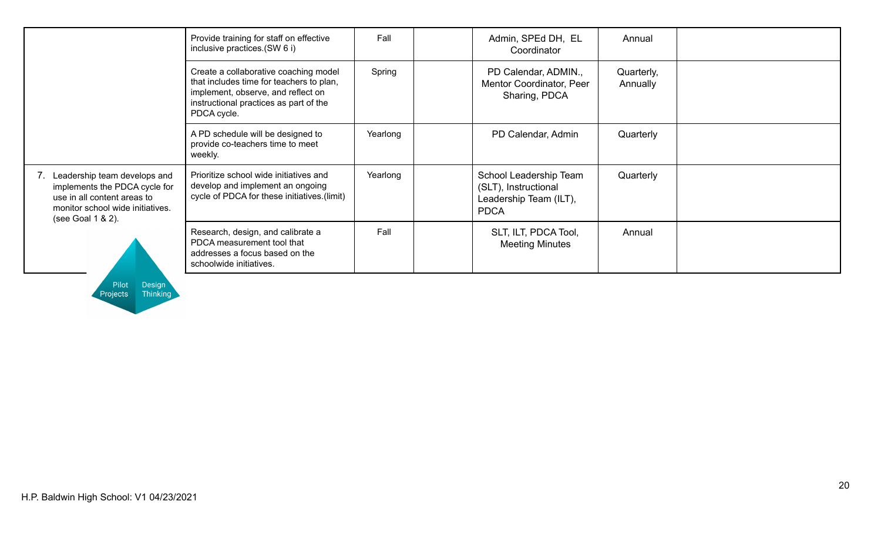| | | | | | | |
|---|---|---|---|---|---|---|
| | Provide training for staff on effective inclusive practices.(SW 6 i) | Fall | | Admin, SPEd DH, EL Coordinator | Annual | |
| | Create a collaborative coaching model that includes time for teachers to plan, implement, observe, and reflect on instructional practices as part of the PDCA cycle. | Spring | | PD Calendar, ADMIN., Mentor Coordinator, Peer Sharing, PDCA | Quarterly, Annually | |
| | A PD schedule will be designed to provide co-teachers time to meet weekly. | Yearlong | | PD Calendar, Admin | Quarterly | |
| 7. Leadership team develops and implements the PDCA cycle for use in all content areas to monitor school wide initiatives. (see Goal 1 & 2). | Prioritize school wide initiatives and develop and implement an ongoing cycle of PDCA for these initiatives.(limit) | Yearlong | | School Leadership Team (SLT), Instructional Leadership Team (ILT), PDCA | Quarterly | |
| | Research, design, and calibrate a PDCA measurement tool that addresses a focus based on the schoolwide initiatives. | Fall | | SLT, ILT, PDCA Tool, Meeting Minutes | Annual | |

Pilot Projects | Design Thinking

H.P. Baldwin High School: V1 04/23/2021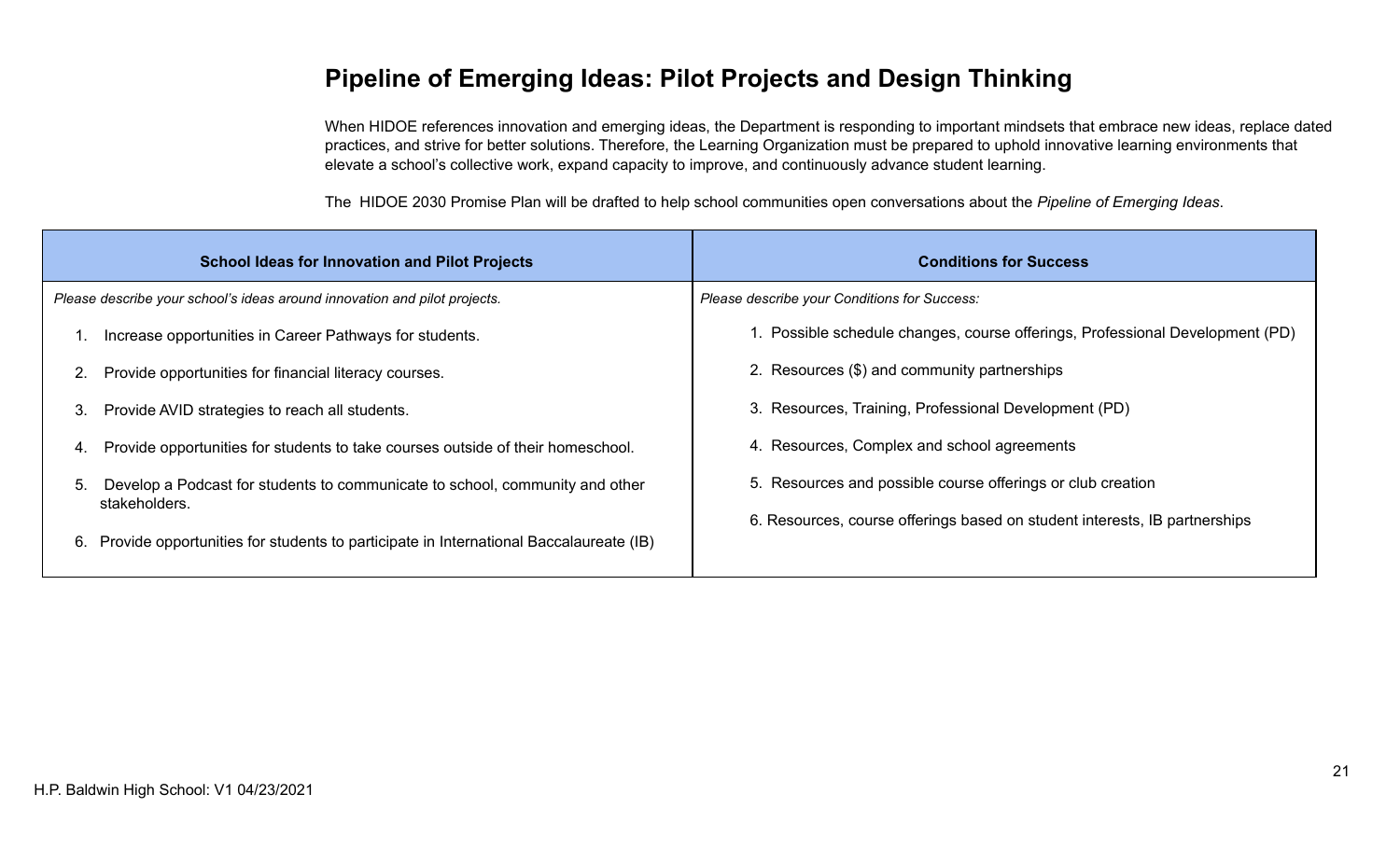# Pipeline of Emerging Ideas: Pilot Projects and Design Thinking

When HIDOE references innovation and emerging ideas, the Department is responding to important mindsets that embrace new ideas, replace dated practices, and strive for better solutions. Therefore, the Learning Organization must be prepared to uphold innovative learning environments that elevate a school's collective work, expand capacity to improve, and continuously advance student learning.

The HIDOE 2030 Promise Plan will be drafted to help school communities open conversations about the *Pipeline of Emerging Ideas*.

| School Ideas for Innovation and Pilot Projects | Conditions for Success |
| --- | --- |
| *Please describe your school's ideas around innovation and pilot projects.*<br><br>1. Increase opportunities in Career Pathways for students.<br>2. Provide opportunities for financial literacy courses.<br>3. Provide AVID strategies to reach all students.<br>4. Provide opportunities for students to take courses outside of their homeschool.<br>5. Develop a Podcast for students to communicate to school, community and other stakeholders.<br>6. Provide opportunities for students to participate in International Baccalaureate (IB) | *Please describe your Conditions for Success:*<br><br>1. Possible schedule changes, course offerings, Professional Development (PD)<br>2. Resources ($) and community partnerships<br>3. Resources, Training, Professional Development (PD)<br>4. Resources, Complex and school agreements<br>5. Resources and possible course offerings or club creation<br>6. Resources, course offerings based on student interests, IB partnerships |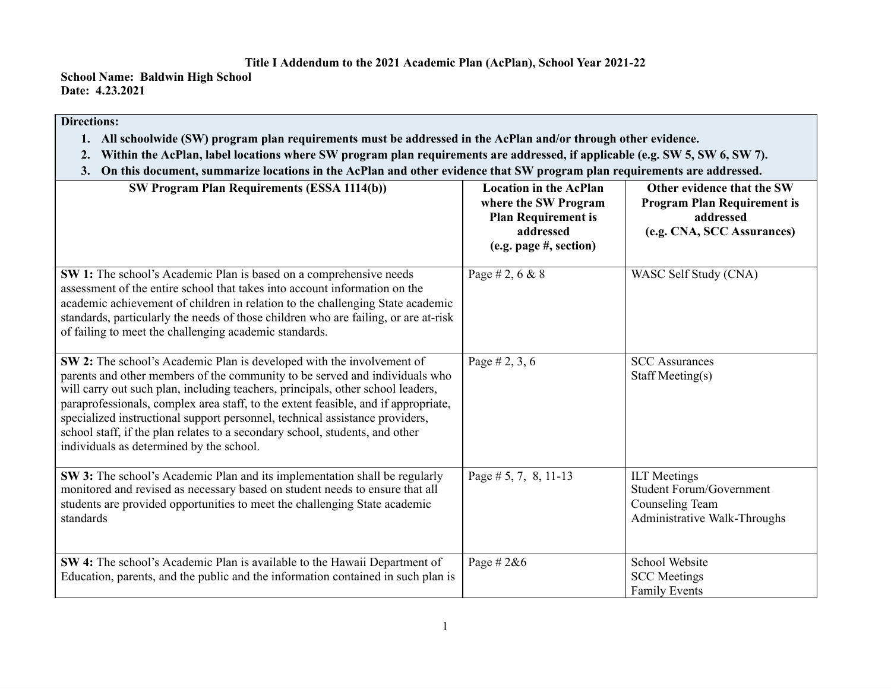**Title I Addendum to the 2021 Academic Plan (AcPlan), School Year 2021-22**

**School Name: Baldwin High School**
**Date: 4.23.2021**

**Directions:**

1. **All schoolwide (SW) program plan requirements must be addressed in the AcPlan and/or through other evidence.**
2. **Within the AcPlan, label locations where SW program plan requirements are addressed, if applicable (e.g. SW 5, SW 6, SW 7).**
3. **On this document, summarize locations in the AcPlan and other evidence that SW program plan requirements are addressed.**

| SW Program Plan Requirements (ESSA 1114(b)) | Location in the AcPlan where the SW Program Plan Requirement is addressed (e.g. page #, section) | Other evidence that the SW Program Plan Requirement is addressed (e.g. CNA, SCC Assurances) |
|---|---|---|
| **SW 1:** The school's Academic Plan is based on a comprehensive needs assessment of the entire school that takes into account information on the academic achievement of children in relation to the challenging State academic standards, particularly the needs of those children who are failing, or are at-risk of failing to meet the challenging academic standards. | Page # 2, 6 & 8 | WASC Self Study (CNA) |
| **SW 2:** The school's Academic Plan is developed with the involvement of parents and other members of the community to be served and individuals who will carry out such plan, including teachers, principals, other school leaders, paraprofessionals, complex area staff, to the extent feasible, and if appropriate, specialized instructional support personnel, technical assistance providers, school staff, if the plan relates to a secondary school, students, and other individuals as determined by the school. | Page # 2, 3, 6 | SCC Assurances<br>Staff Meeting(s) |
| **SW 3:** The school's Academic Plan and its implementation shall be regularly monitored and revised as necessary based on student needs to ensure that all students are provided opportunities to meet the challenging State academic standards | Page # 5, 7, 8, 11-13 | ILT Meetings<br>Student Forum/Government<br>Counseling Team<br>Administrative Walk-Throughs |
| **SW 4:** The school's Academic Plan is available to the Hawaii Department of Education, parents, and the public and the information contained in such plan is | Page # 2&6 | School Website<br>SCC Meetings<br>Family Events |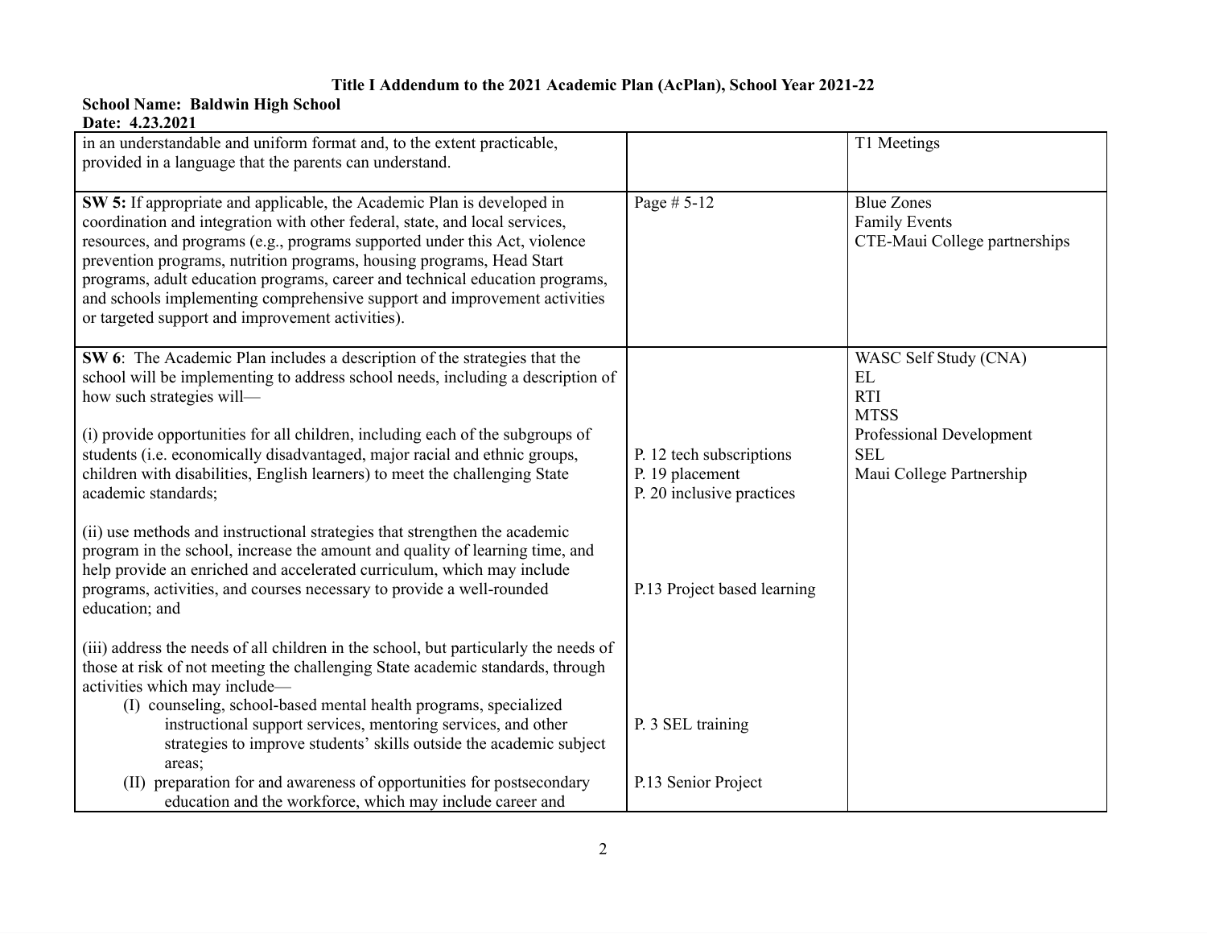**Title I Addendum to the 2021 Academic Plan (AcPlan), School Year 2021-22**

**School Name: Baldwin High School**

**Date: 4.23.2021**

| | | |
|---|---|---|
| in an understandable and uniform format and, to the extent practicable, provided in a language that the parents can understand. | | T1 Meetings |
| **SW 5:** If appropriate and applicable, the Academic Plan is developed in coordination and integration with other federal, state, and local services, resources, and programs (e.g., programs supported under this Act, violence prevention programs, nutrition programs, housing programs, Head Start programs, adult education programs, career and technical education programs, and schools implementing comprehensive support and improvement activities or targeted support and improvement activities). | Page # 5-12 | Blue Zones<br>Family Events<br>CTE-Maui College partnerships |
| **SW 6**: The Academic Plan includes a description of the strategies that the school will be implementing to address school needs, including a description of how such strategies will—<br><br>(i) provide opportunities for all children, including each of the subgroups of students (i.e. economically disadvantaged, major racial and ethnic groups, children with disabilities, English learners) to meet the challenging State academic standards;<br><br>(ii) use methods and instructional strategies that strengthen the academic program in the school, increase the amount and quality of learning time, and help provide an enriched and accelerated curriculum, which may include programs, activities, and courses necessary to provide a well-rounded education; and<br><br>(iii) address the needs of all children in the school, but particularly the needs of those at risk of not meeting the challenging State academic standards, through activities which may include—<br>(I) counseling, school-based mental health programs, specialized instructional support services, mentoring services, and other strategies to improve students' skills outside the academic subject areas;<br>(II) preparation for and awareness of opportunities for postsecondary education and the workforce, which may include career and | P. 12 tech subscriptions<br>P. 19 placement<br>P. 20 inclusive practices<br><br>P.13 Project based learning<br><br>P. 3 SEL training<br><br>P.13 Senior Project | WASC Self Study (CNA)<br>EL<br>RTI<br>MTSS<br>Professional Development<br>SEL<br>Maui College Partnership |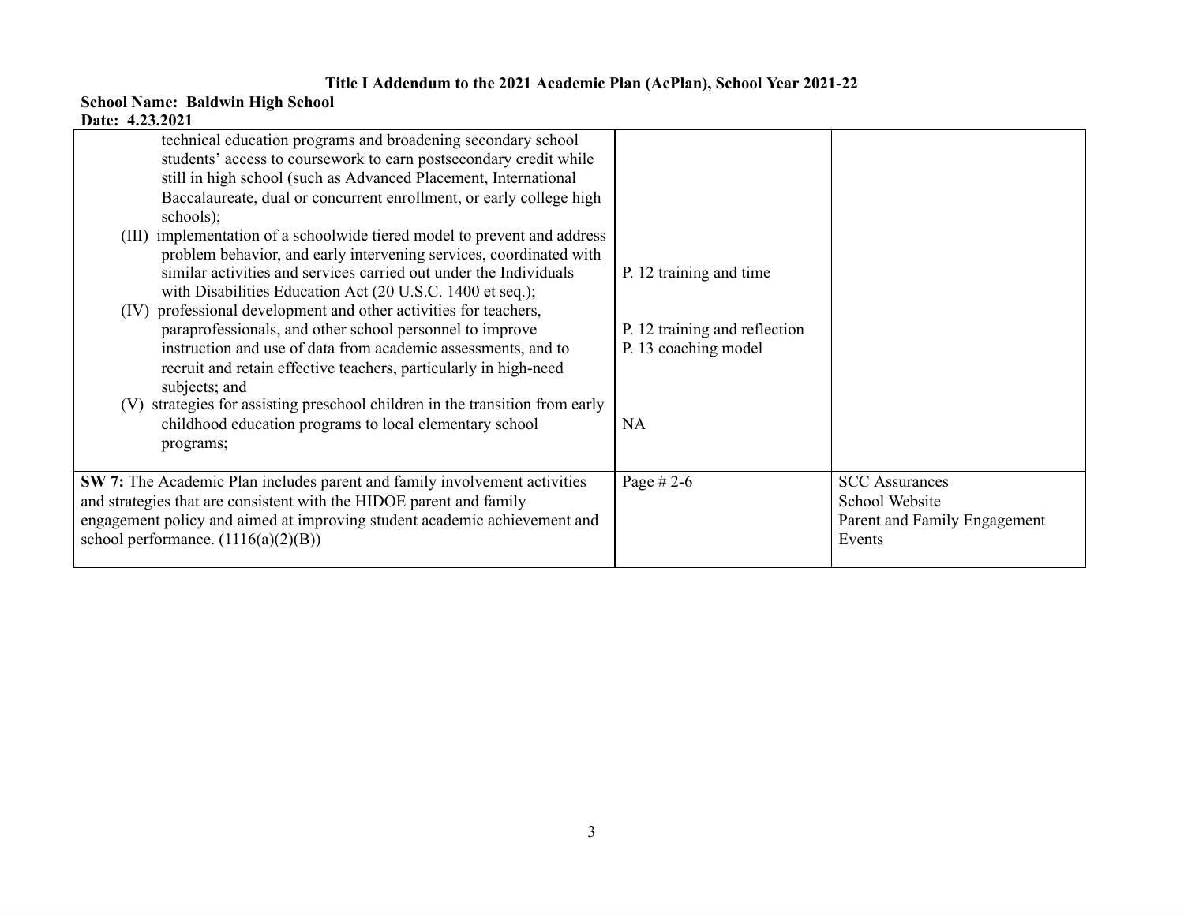**Title I Addendum to the 2021 Academic Plan (AcPlan), School Year 2021-22**

**School Name: Baldwin High School**
**Date: 4.23.2021**

| | | |
|---|---|---|
| technical education programs and broadening secondary school students' access to coursework to earn postsecondary credit while still in high school (such as Advanced Placement, International Baccalaureate, dual or concurrent enrollment, or early college high schools);<br>(III) implementation of a schoolwide tiered model to prevent and address problem behavior, and early intervening services, coordinated with similar activities and services carried out under the Individuals with Disabilities Education Act (20 U.S.C. 1400 et seq.);<br>(IV) professional development and other activities for teachers, paraprofessionals, and other school personnel to improve instruction and use of data from academic assessments, and to recruit and retain effective teachers, particularly in high-need subjects; and<br>(V) strategies for assisting preschool children in the transition from early childhood education programs to local elementary school programs; | P. 12 training and time<br><br>P. 12 training and reflection<br>P. 13 coaching model<br><br>NA | |
| **SW 7:** The Academic Plan includes parent and family involvement activities and strategies that are consistent with the HIDOE parent and family engagement policy and aimed at improving student academic achievement and school performance. (1116(a)(2)(B)) | Page # 2-6 | SCC Assurances<br>School Website<br>Parent and Family Engagement Events |